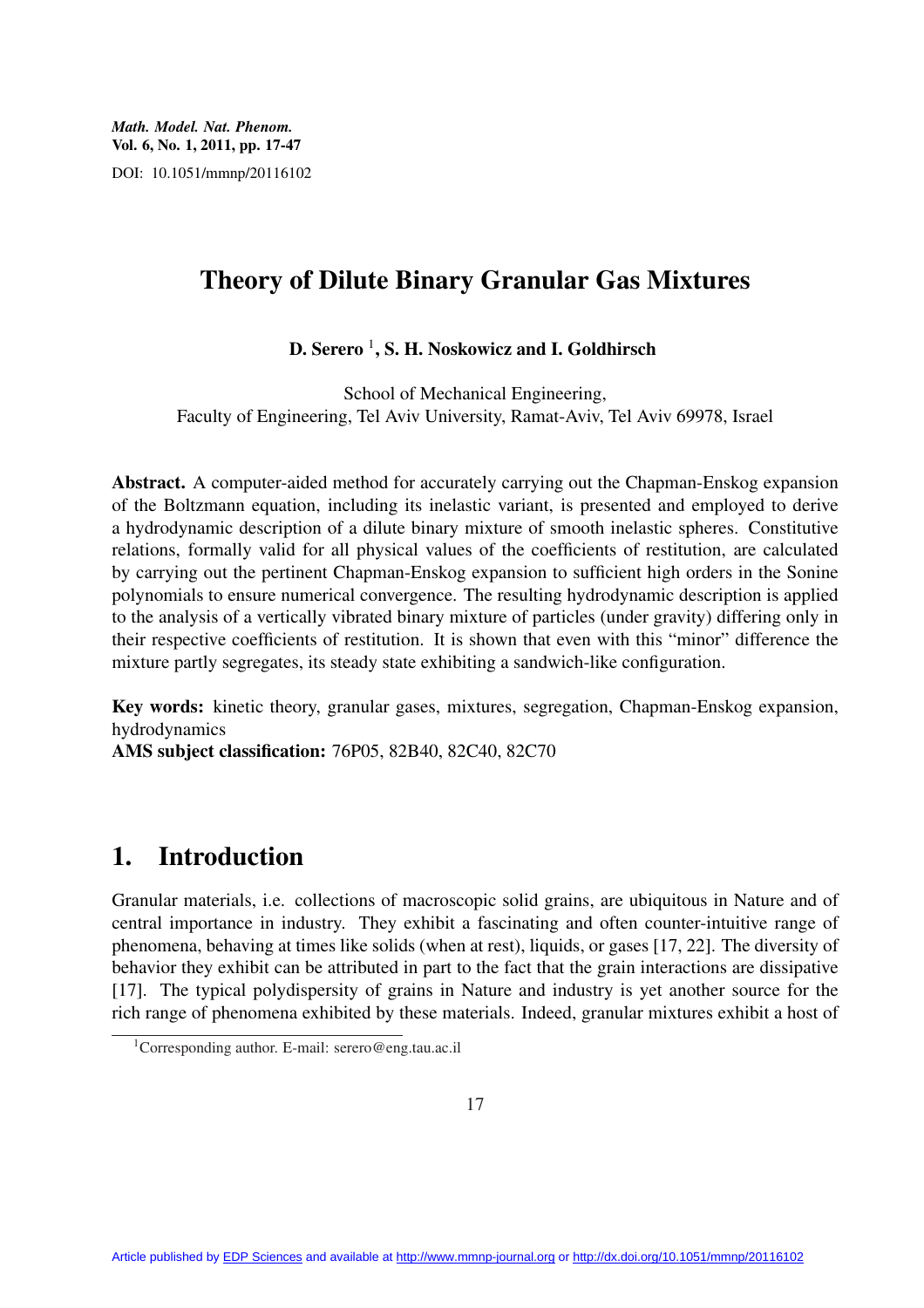# Theory of Dilute Binary Granular Gas Mixtures

**D. Serero [1], S. H. Noskowicz and I. Goldhirsch**

School of Mechanical Engineering,
Faculty of Engineering, Tel Aviv University, Ramat-Aviv, Tel Aviv 69978, Israel

**Abstract.** A computer-aided method for accurately carrying out the Chapman-Enskog expansion of the Boltzmann equation, including its inelastic variant, is presented and employed to derive a hydrodynamic description of a dilute binary mixture of smooth inelastic spheres. Constitutive relations, formally valid for all physical values of the coefficients of restitution, are calculated by carrying out the pertinent Chapman-Enskog expansion to sufficient high orders in the Sonine polynomials to ensure numerical convergence. The resulting hydrodynamic description is applied to the analysis of a vertically vibrated binary mixture of particles (under gravity) differing only in their respective coefficients of restitution. It is shown that even with this "minor" difference the mixture partly segregates, its steady state exhibiting a sandwich-like configuration.

**Key words:** kinetic theory, granular gases, mixtures, segregation, Chapman-Enskog expansion, hydrodynamics

**AMS subject classification:** 76P05, 82B40, 82C40, 82C70

# 1. Introduction

Granular materials, i.e. collections of macroscopic solid grains, are ubiquitous in Nature and of central importance in industry. They exhibit a fascinating and often counter-intuitive range of phenomena, behaving at times like solids (when at rest), liquids, or gases [17, 22]. The diversity of behavior they exhibit can be attributed in part to the fact that the grain interactions are dissipative [17]. The typical polydispersity of grains in Nature and industry is yet another source for the rich range of phenomena exhibited by these materials. Indeed, granular mixtures exhibit a host of

[1] Corresponding author. E-mail: serero@eng.tau.ac.il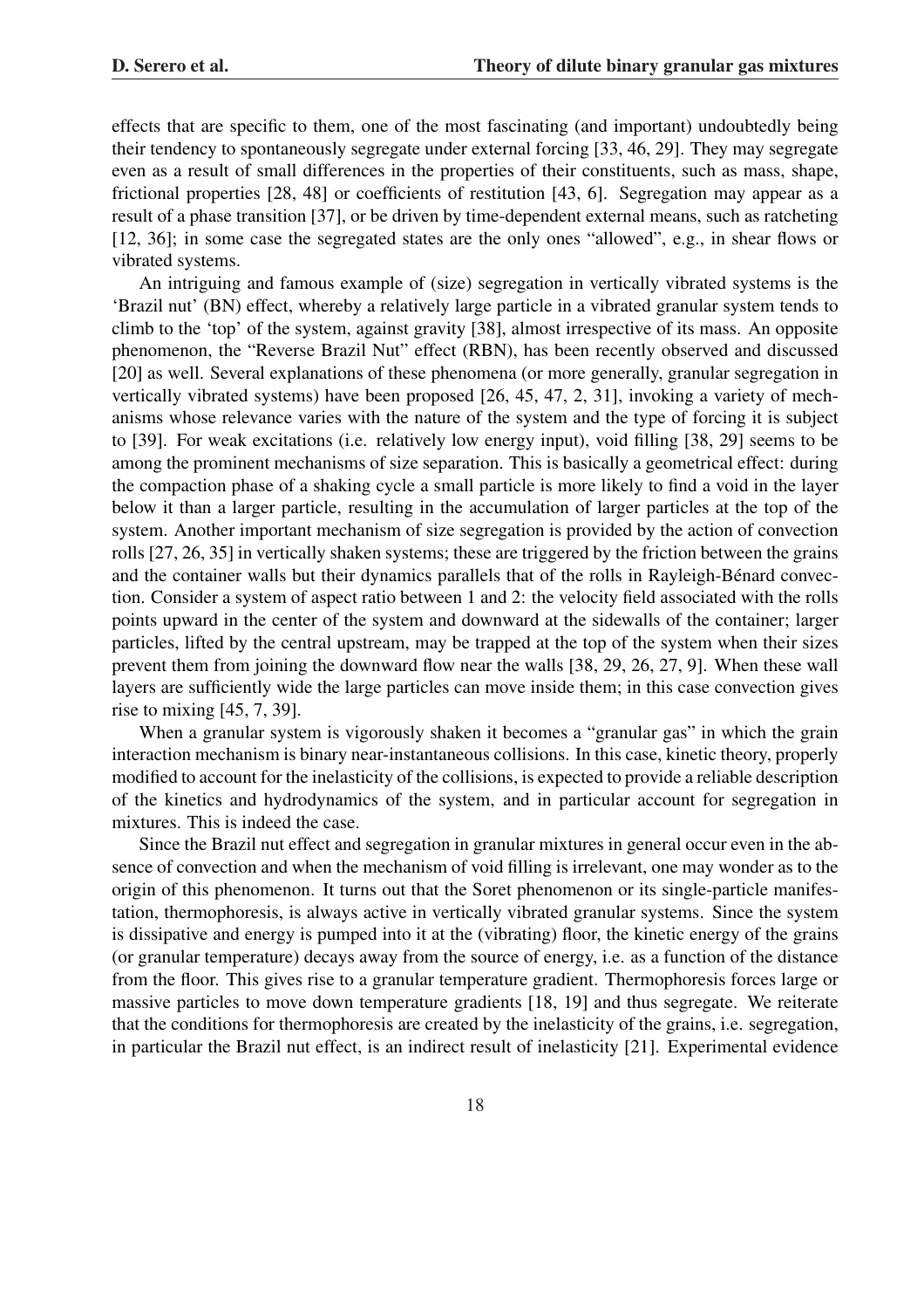effects that are specific to them, one of the most fascinating (and important) undoubtedly being their tendency to spontaneously segregate under external forcing [33, 46, 29]. They may segregate even as a result of small differences in the properties of their constituents, such as mass, shape, frictional properties [28, 48] or coefficients of restitution [43, 6]. Segregation may appear as a result of a phase transition [37], or be driven by time-dependent external means, such as ratcheting [12, 36]; in some case the segregated states are the only ones "allowed", e.g., in shear flows or vibrated systems.

An intriguing and famous example of (size) segregation in vertically vibrated systems is the 'Brazil nut' (BN) effect, whereby a relatively large particle in a vibrated granular system tends to climb to the 'top' of the system, against gravity [38], almost irrespective of its mass. An opposite phenomenon, the "Reverse Brazil Nut" effect (RBN), has been recently observed and discussed [20] as well. Several explanations of these phenomena (or more generally, granular segregation in vertically vibrated systems) have been proposed [26, 45, 47, 2, 31], invoking a variety of mechanisms whose relevance varies with the nature of the system and the type of forcing it is subject to [39]. For weak excitations (i.e. relatively low energy input), void filling [38, 29] seems to be among the prominent mechanisms of size separation. This is basically a geometrical effect: during the compaction phase of a shaking cycle a small particle is more likely to find a void in the layer below it than a larger particle, resulting in the accumulation of larger particles at the top of the system. Another important mechanism of size segregation is provided by the action of convection rolls [27, 26, 35] in vertically shaken systems; these are triggered by the friction between the grains and the container walls but their dynamics parallels that of the rolls in Rayleigh-Bénard convection. Consider a system of aspect ratio between 1 and 2: the velocity field associated with the rolls points upward in the center of the system and downward at the sidewalls of the container; larger particles, lifted by the central upstream, may be trapped at the top of the system when their sizes prevent them from joining the downward flow near the walls [38, 29, 26, 27, 9]. When these wall layers are sufficiently wide the large particles can move inside them; in this case convection gives rise to mixing [45, 7, 39].

When a granular system is vigorously shaken it becomes a "granular gas" in which the grain interaction mechanism is binary near-instantaneous collisions. In this case, kinetic theory, properly modified to account for the inelasticity of the collisions, is expected to provide a reliable description of the kinetics and hydrodynamics of the system, and in particular account for segregation in mixtures. This is indeed the case.

Since the Brazil nut effect and segregation in granular mixtures in general occur even in the absence of convection and when the mechanism of void filling is irrelevant, one may wonder as to the origin of this phenomenon. It turns out that the Soret phenomenon or its single-particle manifestation, thermophoresis, is always active in vertically vibrated granular systems. Since the system is dissipative and energy is pumped into it at the (vibrating) floor, the kinetic energy of the grains (or granular temperature) decays away from the source of energy, i.e. as a function of the distance from the floor. This gives rise to a granular temperature gradient. Thermophoresis forces large or massive particles to move down temperature gradients [18, 19] and thus segregate. We reiterate that the conditions for thermophoresis are created by the inelasticity of the grains, i.e. segregation, in particular the Brazil nut effect, is an indirect result of inelasticity [21]. Experimental evidence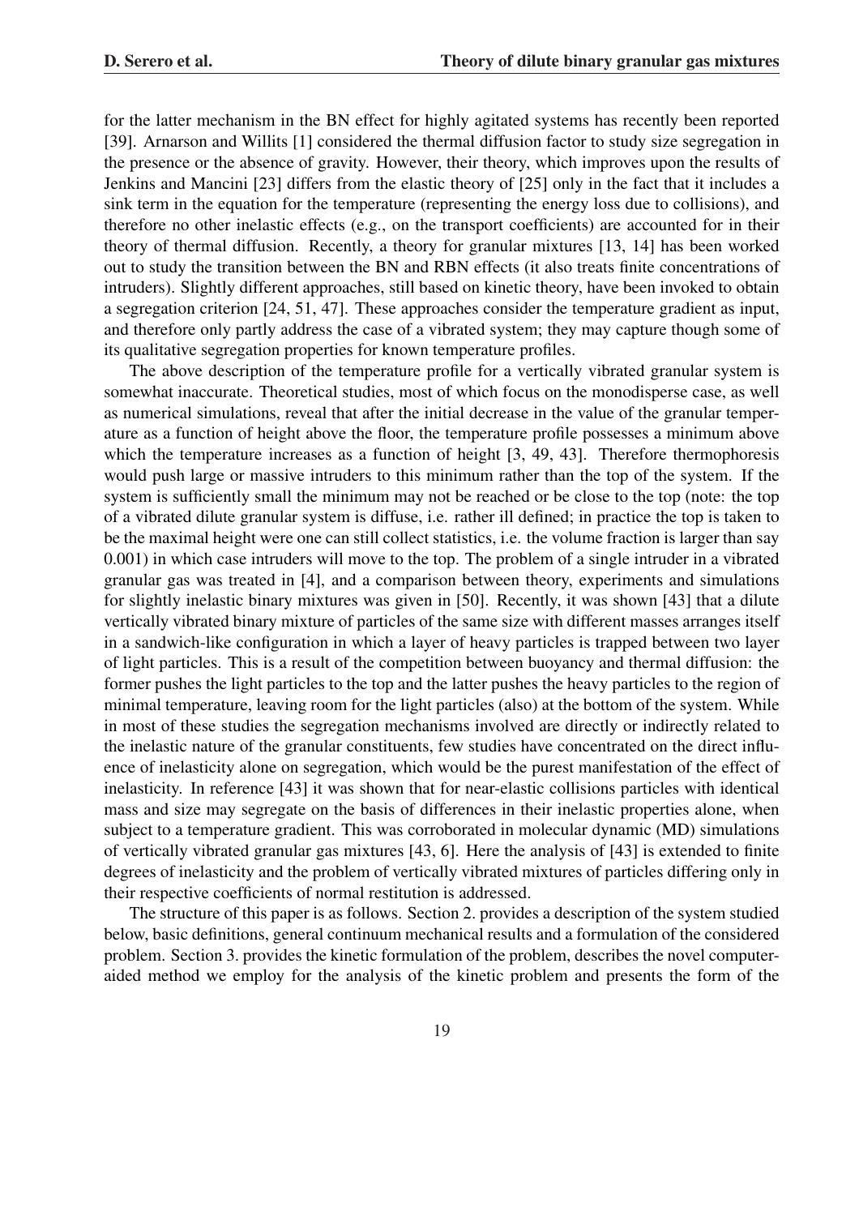for the latter mechanism in the BN effect for highly agitated systems has recently been reported [39]. Arnarson and Willits [1] considered the thermal diffusion factor to study size segregation in the presence or the absence of gravity. However, their theory, which improves upon the results of Jenkins and Mancini [23] differs from the elastic theory of [25] only in the fact that it includes a sink term in the equation for the temperature (representing the energy loss due to collisions), and therefore no other inelastic effects (e.g., on the transport coefficients) are accounted for in their theory of thermal diffusion. Recently, a theory for granular mixtures [13, 14] has been worked out to study the transition between the BN and RBN effects (it also treats finite concentrations of intruders). Slightly different approaches, still based on kinetic theory, have been invoked to obtain a segregation criterion [24, 51, 47]. These approaches consider the temperature gradient as input, and therefore only partly address the case of a vibrated system; they may capture though some of its qualitative segregation properties for known temperature profiles.

The above description of the temperature profile for a vertically vibrated granular system is somewhat inaccurate. Theoretical studies, most of which focus on the monodisperse case, as well as numerical simulations, reveal that after the initial decrease in the value of the granular temperature as a function of height above the floor, the temperature profile possesses a minimum above which the temperature increases as a function of height [3, 49, 43]. Therefore thermophoresis would push large or massive intruders to this minimum rather than the top of the system. If the system is sufficiently small the minimum may not be reached or be close to the top (note: the top of a vibrated dilute granular system is diffuse, i.e. rather ill defined; in practice the top is taken to be the maximal height were one can still collect statistics, i.e. the volume fraction is larger than say 0.001) in which case intruders will move to the top. The problem of a single intruder in a vibrated granular gas was treated in [4], and a comparison between theory, experiments and simulations for slightly inelastic binary mixtures was given in [50]. Recently, it was shown [43] that a dilute vertically vibrated binary mixture of particles of the same size with different masses arranges itself in a sandwich-like configuration in which a layer of heavy particles is trapped between two layer of light particles. This is a result of the competition between buoyancy and thermal diffusion: the former pushes the light particles to the top and the latter pushes the heavy particles to the region of minimal temperature, leaving room for the light particles (also) at the bottom of the system. While in most of these studies the segregation mechanisms involved are directly or indirectly related to the inelastic nature of the granular constituents, few studies have concentrated on the direct influence of inelasticity alone on segregation, which would be the purest manifestation of the effect of inelasticity. In reference [43] it was shown that for near-elastic collisions particles with identical mass and size may segregate on the basis of differences in their inelastic properties alone, when subject to a temperature gradient. This was corroborated in molecular dynamic (MD) simulations of vertically vibrated granular gas mixtures [43, 6]. Here the analysis of [43] is extended to finite degrees of inelasticity and the problem of vertically vibrated mixtures of particles differing only in their respective coefficients of normal restitution is addressed.

The structure of this paper is as follows. Section 2. provides a description of the system studied below, basic definitions, general continuum mechanical results and a formulation of the considered problem. Section 3. provides the kinetic formulation of the problem, describes the novel computer-aided method we employ for the analysis of the kinetic problem and presents the form of the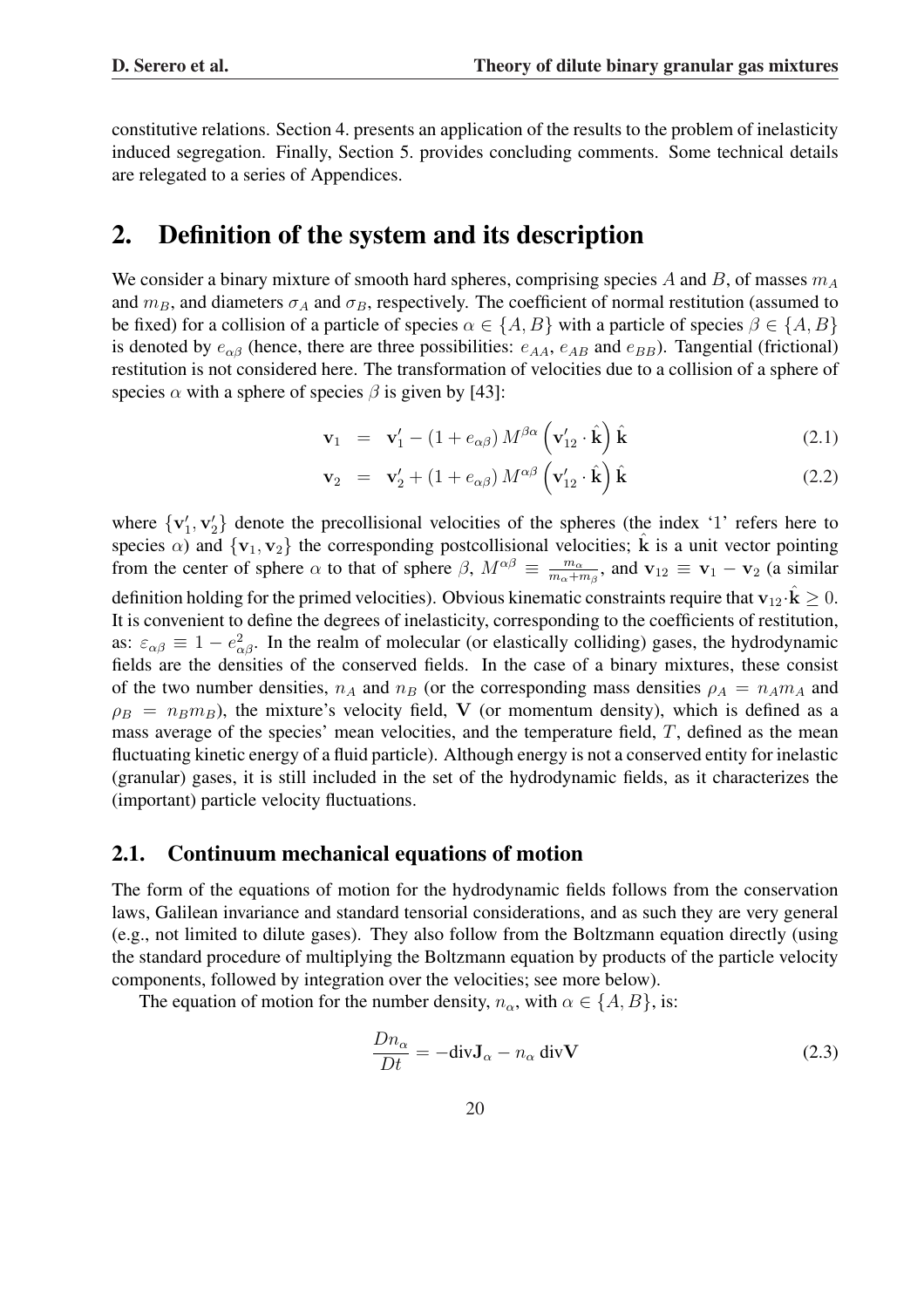constitutive relations. Section 4. presents an application of the results to the problem of inelasticity induced segregation. Finally, Section 5. provides concluding comments. Some technical details are relegated to a series of Appendices.

# 2. Definition of the system and its description

We consider a binary mixture of smooth hard spheres, comprising species $A$ and $B$, of masses $m_A$ and $m_B$, and diameters $\sigma_A$ and $\sigma_B$, respectively. The coefficient of normal restitution (assumed to be fixed) for a collision of a particle of species $\alpha \in \{A, B\}$ with a particle of species $\beta \in \{A, B\}$ is denoted by $e_{\alpha\beta}$ (hence, there are three possibilities: $e_{AA}$, $e_{AB}$ and $e_{BB}$). Tangential (frictional) restitution is not considered here. The transformation of velocities due to a collision of a sphere of species $\alpha$ with a sphere of species $\beta$ is given by [43]:

$$\mathbf{v}_1 = \mathbf{v}_1' - (1 + e_{\alpha\beta})\, M^{\beta\alpha} \left(\mathbf{v}_{12}' \cdot \hat{\mathbf{k}}\right) \hat{\mathbf{k}} \tag{2.1}$$

$$\mathbf{v}_2 = \mathbf{v}_2' + (1 + e_{\alpha\beta})\, M^{\alpha\beta} \left(\mathbf{v}_{12}' \cdot \hat{\mathbf{k}}\right) \hat{\mathbf{k}} \tag{2.2}$$

where $\{\mathbf{v}_1', \mathbf{v}_2'\}$ denote the precollisional velocities of the spheres (the index '1' refers here to species $\alpha$) and $\{\mathbf{v}_1, \mathbf{v}_2\}$ the corresponding postcollisional velocities; $\hat{\mathbf{k}}$ is a unit vector pointing from the center of sphere $\alpha$ to that of sphere $\beta$, $M^{\alpha\beta} \equiv \frac{m_\alpha}{m_\alpha + m_\beta}$, and $\mathbf{v}_{12} \equiv \mathbf{v}_1 - \mathbf{v}_2$ (a similar definition holding for the primed velocities). Obvious kinematic constraints require that $\mathbf{v}_{12} \cdot \hat{\mathbf{k}} \geq 0$. It is convenient to define the degrees of inelasticity, corresponding to the coefficients of restitution, as: $\varepsilon_{\alpha\beta} \equiv 1 - e_{\alpha\beta}^2$. In the realm of molecular (or elastically colliding) gases, the hydrodynamic fields are the densities of the conserved fields. In the case of a binary mixtures, these consist of the two number densities, $n_A$ and $n_B$ (or the corresponding mass densities $\rho_A = n_A m_A$ and $\rho_B = n_B m_B$), the mixture's velocity field, $\mathbf{V}$ (or momentum density), which is defined as a mass average of the species' mean velocities, and the temperature field, $T$, defined as the mean fluctuating kinetic energy of a fluid particle). Although energy is not a conserved entity for inelastic (granular) gases, it is still included in the set of the hydrodynamic fields, as it characterizes the (important) particle velocity fluctuations.

## 2.1. Continuum mechanical equations of motion

The form of the equations of motion for the hydrodynamic fields follows from the conservation laws, Galilean invariance and standard tensorial considerations, and as such they are very general (e.g., not limited to dilute gases). They also follow from the Boltzmann equation directly (using the standard procedure of multiplying the Boltzmann equation by products of the particle velocity components, followed by integration over the velocities; see more below).

The equation of motion for the number density, $n_\alpha$, with $\alpha \in \{A, B\}$, is:

$$\frac{Dn_\alpha}{Dt} = -\mathrm{div}\mathbf{J}_\alpha - n_\alpha\, \mathrm{div}\mathbf{V} \tag{2.3}$$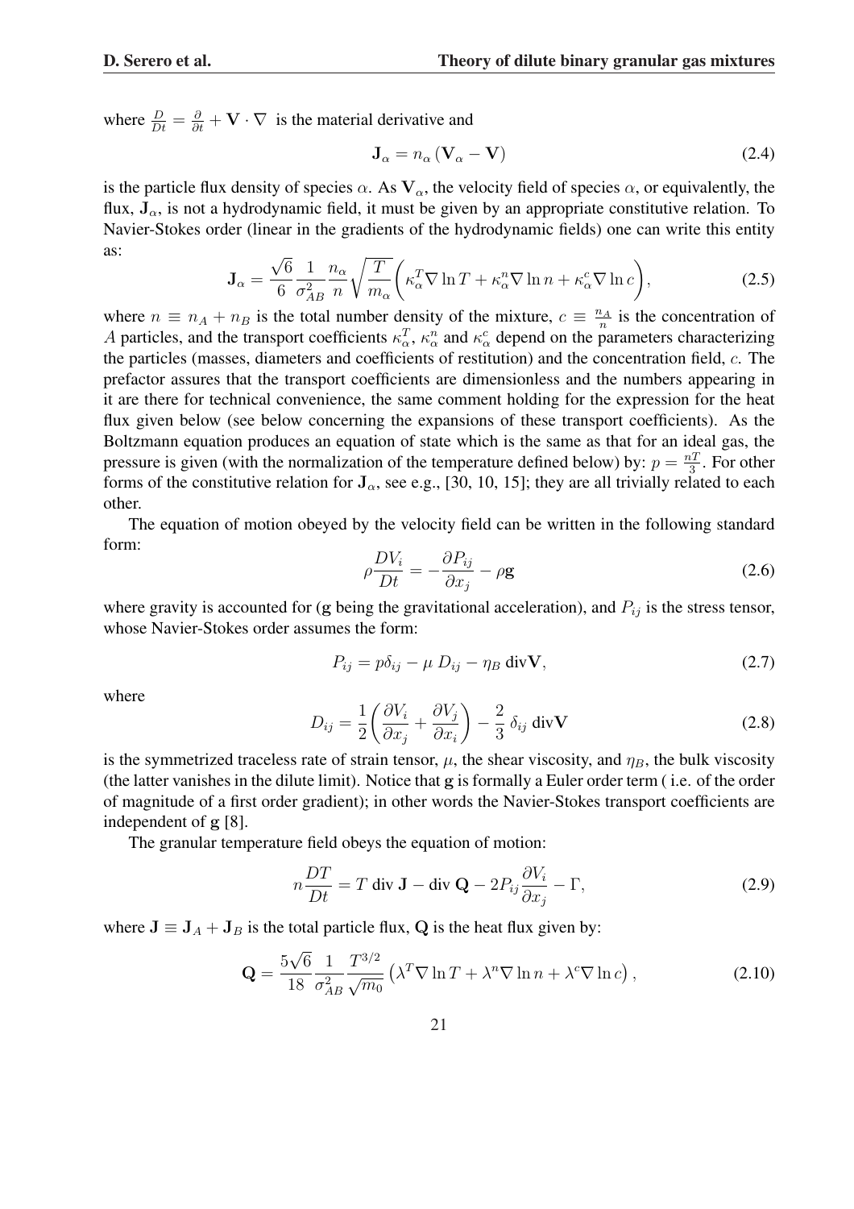where $\frac{D}{Dt} = \frac{\partial}{\partial t} + \mathbf{V} \cdot \nabla$ is the material derivative and

$$\mathbf{J}_\alpha = n_\alpha \left( \mathbf{V}_\alpha - \mathbf{V} \right) \tag{2.4}$$

is the particle flux density of species $\alpha$. As $\mathbf{V}_\alpha$, the velocity field of species $\alpha$, or equivalently, the flux, $\mathbf{J}_\alpha$, is not a hydrodynamic field, it must be given by an appropriate constitutive relation. To Navier-Stokes order (linear in the gradients of the hydrodynamic fields) one can write this entity as:

$$\mathbf{J}_\alpha = \frac{\sqrt{6}}{6} \frac{1}{\sigma_{AB}^2} \frac{n_\alpha}{n} \sqrt{\frac{T}{m_\alpha}} \bigg( \kappa_\alpha^T \nabla \ln T + \kappa_\alpha^n \nabla \ln n + \kappa_\alpha^c \nabla \ln c \bigg), \tag{2.5}$$

where $n \equiv n_A + n_B$ is the total number density of the mixture, $c \equiv \frac{n_A}{n}$ is the concentration of $A$ particles, and the transport coefficients $\kappa_\alpha^T$, $\kappa_\alpha^n$ and $\kappa_\alpha^c$ depend on the parameters characterizing the particles (masses, diameters and coefficients of restitution) and the concentration field, $c$. The prefactor assures that the transport coefficients are dimensionless and the numbers appearing in it are there for technical convenience, the same comment holding for the expression for the heat flux given below (see below concerning the expansions of these transport coefficients). As the Boltzmann equation produces an equation of state which is the same as that for an ideal gas, the pressure is given (with the normalization of the temperature defined below) by: $p = \frac{nT}{3}$. For other forms of the constitutive relation for $\mathbf{J}_\alpha$, see e.g., [30, 10, 15]; they are all trivially related to each other.

The equation of motion obeyed by the velocity field can be written in the following standard form:

$$\rho \frac{DV_i}{Dt} = -\frac{\partial P_{ij}}{\partial x_j} - \rho \mathbf{g} \tag{2.6}$$

where gravity is accounted for ($\mathbf{g}$ being the gravitational acceleration), and $P_{ij}$ is the stress tensor, whose Navier-Stokes order assumes the form:

$$P_{ij} = p\delta_{ij} - \mu \, D_{ij} - \eta_B \, \text{div}\mathbf{V}, \tag{2.7}$$

where

$$D_{ij} = \frac{1}{2} \bigg( \frac{\partial V_i}{\partial x_j} + \frac{\partial V_j}{\partial x_i} \bigg) - \frac{2}{3} \, \delta_{ij} \, \text{div}\mathbf{V} \tag{2.8}$$

is the symmetrized traceless rate of strain tensor, $\mu$, the shear viscosity, and $\eta_B$, the bulk viscosity (the latter vanishes in the dilute limit). Notice that $\mathbf{g}$ is formally a Euler order term ( i.e. of the order of magnitude of a first order gradient); in other words the Navier-Stokes transport coefficients are independent of $\mathbf{g}$ [8].

The granular temperature field obeys the equation of motion:

$$n \frac{DT}{Dt} = T \, \text{div} \, \mathbf{J} - \text{div} \, \mathbf{Q} - 2 P_{ij} \frac{\partial V_i}{\partial x_j} - \Gamma, \tag{2.9}$$

where $\mathbf{J} \equiv \mathbf{J}_A + \mathbf{J}_B$ is the total particle flux, $\mathbf{Q}$ is the heat flux given by:

$$\mathbf{Q} = \frac{5\sqrt{6}}{18} \frac{1}{\sigma_{AB}^2} \frac{T^{3/2}}{\sqrt{m_0}} \left( \lambda^T \nabla \ln T + \lambda^n \nabla \ln n + \lambda^c \nabla \ln c \right), \tag{2.10}$$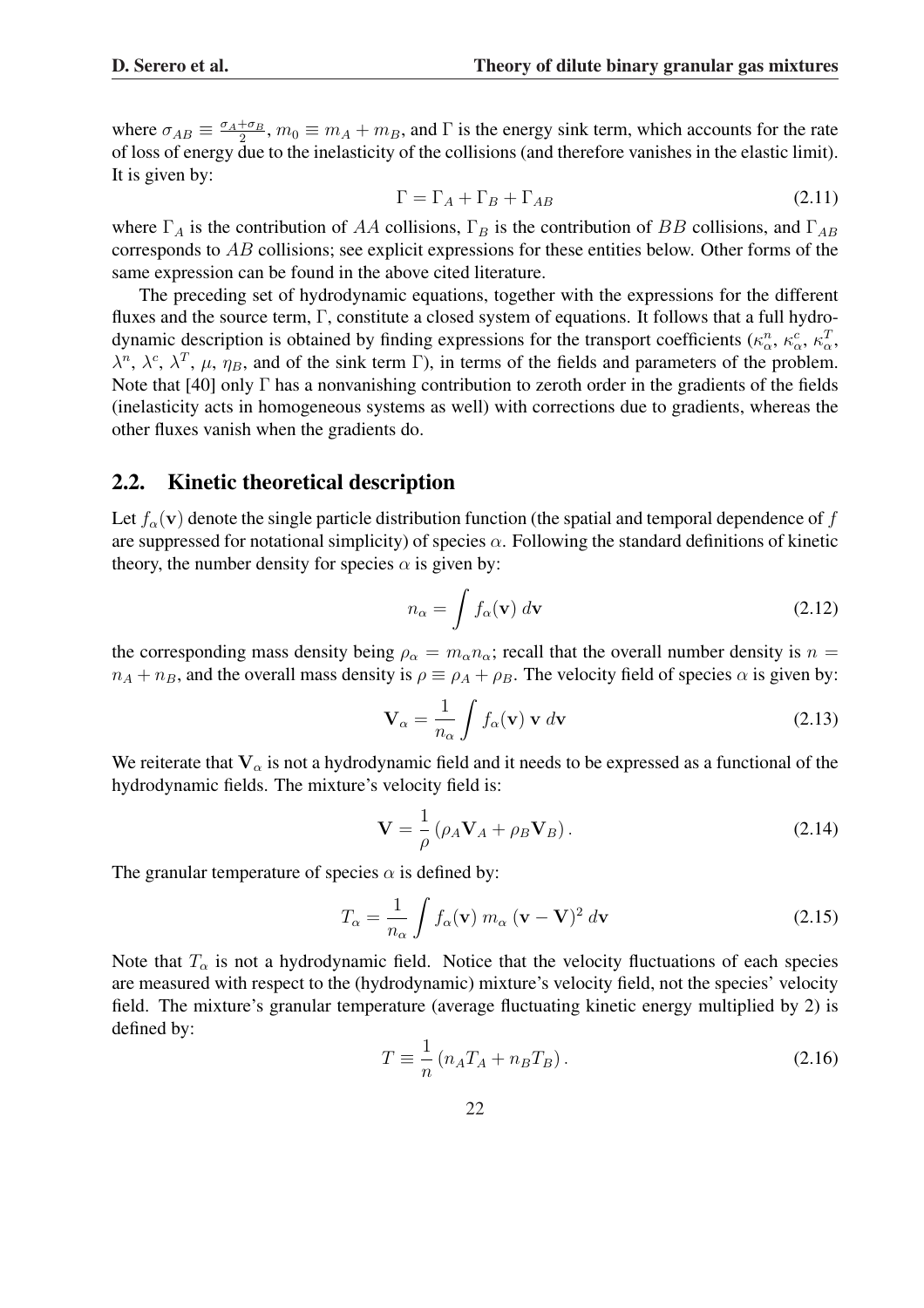where $\sigma_{AB} \equiv \frac{\sigma_A+\sigma_B}{2}$, $m_0 \equiv m_A + m_B$, and $\Gamma$ is the energy sink term, which accounts for the rate of loss of energy due to the inelasticity of the collisions (and therefore vanishes in the elastic limit). It is given by:

$$\Gamma = \Gamma_A + \Gamma_B + \Gamma_{AB} \tag{2.11}$$

where $\Gamma_A$ is the contribution of $AA$ collisions, $\Gamma_B$ is the contribution of $BB$ collisions, and $\Gamma_{AB}$ corresponds to $AB$ collisions; see explicit expressions for these entities below. Other forms of the same expression can be found in the above cited literature.

The preceding set of hydrodynamic equations, together with the expressions for the different fluxes and the source term, $\Gamma$, constitute a closed system of equations. It follows that a full hydrodynamic description is obtained by finding expressions for the transport coefficients ($\kappa_\alpha^n$, $\kappa_\alpha^c$, $\kappa_\alpha^T$, $\lambda^n$, $\lambda^c$, $\lambda^T$, $\mu$, $\eta_B$, and of the sink term $\Gamma$), in terms of the fields and parameters of the problem. Note that [40] only $\Gamma$ has a nonvanishing contribution to zeroth order in the gradients of the fields (inelasticity acts in homogeneous systems as well) with corrections due to gradients, whereas the other fluxes vanish when the gradients do.

## 2.2. Kinetic theoretical description

Let $f_\alpha(\mathbf{v})$ denote the single particle distribution function (the spatial and temporal dependence of $f$ are suppressed for notational simplicity) of species $\alpha$. Following the standard definitions of kinetic theory, the number density for species $\alpha$ is given by:

$$n_\alpha = \int f_\alpha(\mathbf{v})\, d\mathbf{v} \tag{2.12}$$

the corresponding mass density being $\rho_\alpha = m_\alpha n_\alpha$; recall that the overall number density is $n = n_A + n_B$, and the overall mass density is $\rho \equiv \rho_A + \rho_B$. The velocity field of species $\alpha$ is given by:

$$\mathbf{V}_\alpha = \frac{1}{n_\alpha} \int f_\alpha(\mathbf{v})\, \mathbf{v}\, d\mathbf{v} \tag{2.13}$$

We reiterate that $\mathbf{V}_\alpha$ is not a hydrodynamic field and it needs to be expressed as a functional of the hydrodynamic fields. The mixture's velocity field is:

$$\mathbf{V} = \frac{1}{\rho} \left(\rho_A \mathbf{V}_A + \rho_B \mathbf{V}_B\right). \tag{2.14}$$

The granular temperature of species $\alpha$ is defined by:

$$T_\alpha = \frac{1}{n_\alpha} \int f_\alpha(\mathbf{v})\, m_\alpha\, (\mathbf{v}-\mathbf{V})^2\, d\mathbf{v} \tag{2.15}$$

Note that $T_\alpha$ is not a hydrodynamic field. Notice that the velocity fluctuations of each species are measured with respect to the (hydrodynamic) mixture's velocity field, not the species' velocity field. The mixture's granular temperature (average fluctuating kinetic energy multiplied by 2) is defined by:

$$T \equiv \frac{1}{n} \left(n_A T_A + n_B T_B\right). \tag{2.16}$$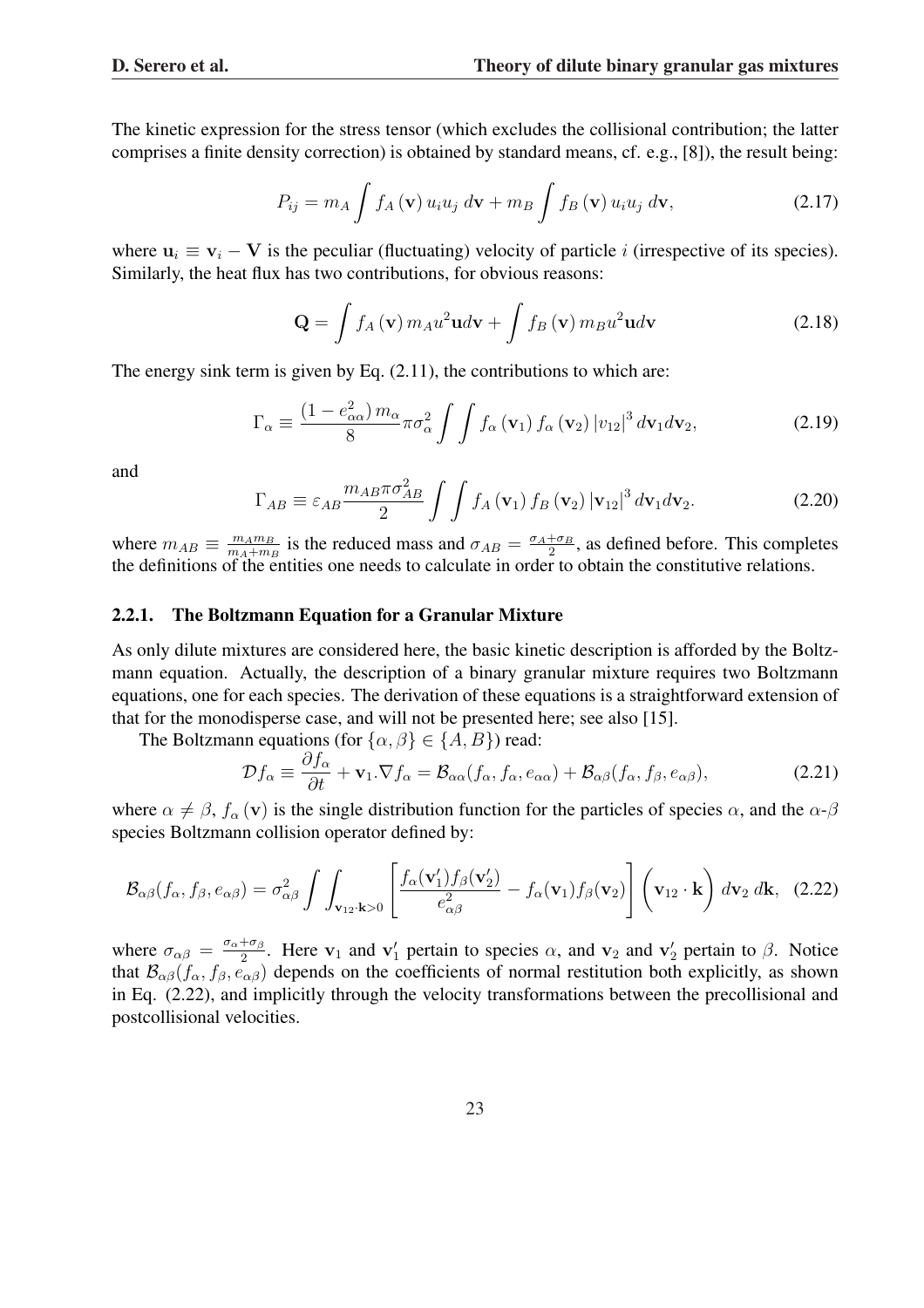The kinetic expression for the stress tensor (which excludes the collisional contribution; the latter comprises a finite density correction) is obtained by standard means, cf. e.g., [8]), the result being:

$$P_{ij} = m_A \int f_A(\mathbf{v})\, u_i u_j \, d\mathbf{v} + m_B \int f_B(\mathbf{v})\, u_i u_j \, d\mathbf{v}, \tag{2.17}$$

where $\mathbf{u}_i \equiv \mathbf{v}_i - \mathbf{V}$ is the peculiar (fluctuating) velocity of particle $i$ (irrespective of its species). Similarly, the heat flux has two contributions, for obvious reasons:

$$\mathbf{Q} = \int f_A(\mathbf{v})\, m_A u^2 \mathbf{u} d\mathbf{v} + \int f_B(\mathbf{v})\, m_B u^2 \mathbf{u} d\mathbf{v} \tag{2.18}$$

The energy sink term is given by Eq. (2.11), the contributions to which are:

$$\Gamma_\alpha \equiv \frac{(1-e_{\alpha\alpha}^2)\, m_\alpha}{8} \pi \sigma_\alpha^2 \int\int f_\alpha(\mathbf{v}_1)\, f_\alpha(\mathbf{v}_2)\, |v_{12}|^3 \, d\mathbf{v}_1 d\mathbf{v}_2, \tag{2.19}$$

and

$$\Gamma_{AB} \equiv \varepsilon_{AB} \frac{m_{AB}\pi\sigma_{AB}^2}{2} \int\int f_A(\mathbf{v}_1)\, f_B(\mathbf{v}_2)\, |\mathbf{v}_{12}|^3 \, d\mathbf{v}_1 d\mathbf{v}_2. \tag{2.20}$$

where $m_{AB} \equiv \frac{m_A m_B}{m_A + m_B}$ is the reduced mass and $\sigma_{AB} = \frac{\sigma_A + \sigma_B}{2}$, as defined before. This completes the definitions of the entities one needs to calculate in order to obtain the constitutive relations.

### 2.2.1. The Boltzmann Equation for a Granular Mixture

As only dilute mixtures are considered here, the basic kinetic description is afforded by the Boltzmann equation. Actually, the description of a binary granular mixture requires two Boltzmann equations, one for each species. The derivation of these equations is a straightforward extension of that for the monodisperse case, and will not be presented here; see also [15].

The Boltzmann equations (for $\{\alpha, \beta\} \in \{A, B\}$) read:

$$\mathcal{D} f_\alpha \equiv \frac{\partial f_\alpha}{\partial t} + \mathbf{v}_1 . \nabla f_\alpha = \mathcal{B}_{\alpha\alpha}(f_\alpha, f_\alpha, e_{\alpha\alpha}) + \mathcal{B}_{\alpha\beta}(f_\alpha, f_\beta, e_{\alpha\beta}), \tag{2.21}$$

where $\alpha \neq \beta$, $f_\alpha(\mathbf{v})$ is the single distribution function for the particles of species $\alpha$, and the $\alpha$-$\beta$ species Boltzmann collision operator defined by:

$$\mathcal{B}_{\alpha\beta}(f_\alpha, f_\beta, e_{\alpha\beta}) = \sigma_{\alpha\beta}^2 \int\int_{\mathbf{v}_{12}\cdot\mathbf{k}>0} \left[ \frac{f_\alpha(\mathbf{v}_1') f_\beta(\mathbf{v}_2')}{e_{\alpha\beta}^2} - f_\alpha(\mathbf{v}_1) f_\beta(\mathbf{v}_2) \right] \left( \mathbf{v}_{12}\cdot\mathbf{k} \right) d\mathbf{v}_2 \, d\mathbf{k}, \tag{2.22}$$

where $\sigma_{\alpha\beta} = \frac{\sigma_\alpha + \sigma_\beta}{2}$. Here $\mathbf{v}_1$ and $\mathbf{v}_1'$ pertain to species $\alpha$, and $\mathbf{v}_2$ and $\mathbf{v}_2'$ pertain to $\beta$. Notice that $\mathcal{B}_{\alpha\beta}(f_\alpha, f_\beta, e_{\alpha\beta})$ depends on the coefficients of normal restitution both explicitly, as shown in Eq. (2.22), and implicitly through the velocity transformations between the precollisional and postcollisional velocities.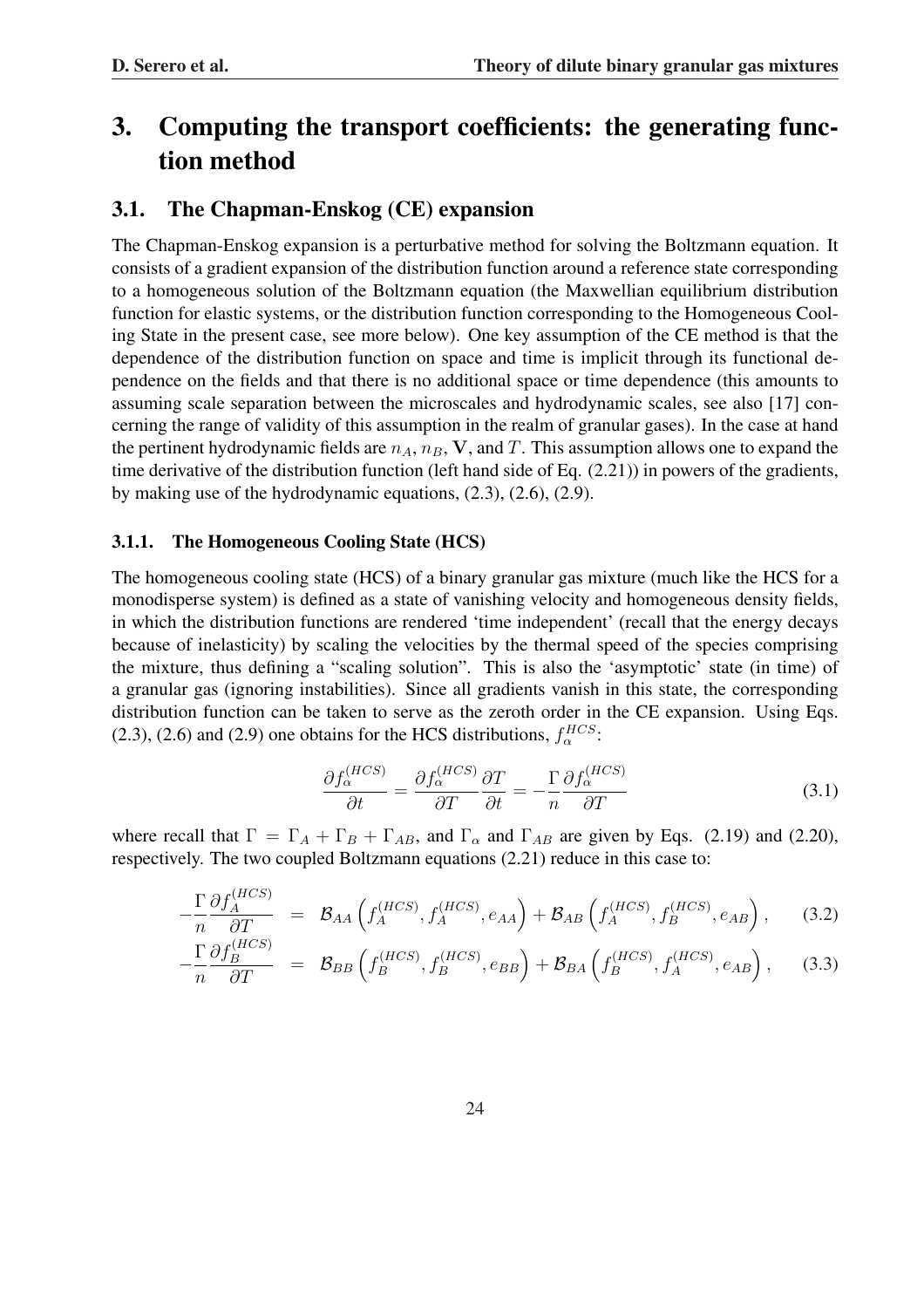# 3. Computing the transport coefficients: the generating function method

## 3.1. The Chapman-Enskog (CE) expansion

The Chapman-Enskog expansion is a perturbative method for solving the Boltzmann equation. It consists of a gradient expansion of the distribution function around a reference state corresponding to a homogeneous solution of the Boltzmann equation (the Maxwellian equilibrium distribution function for elastic systems, or the distribution function corresponding to the Homogeneous Cooling State in the present case, see more below). One key assumption of the CE method is that the dependence of the distribution function on space and time is implicit through its functional dependence on the fields and that there is no additional space or time dependence (this amounts to assuming scale separation between the microscales and hydrodynamic scales, see also [17] concerning the range of validity of this assumption in the realm of granular gases). In the case at hand the pertinent hydrodynamic fields are $n_A$, $n_B$, $\mathbf{V}$, and $T$. This assumption allows one to expand the time derivative of the distribution function (left hand side of Eq. (2.21)) in powers of the gradients, by making use of the hydrodynamic equations, (2.3), (2.6), (2.9).

### 3.1.1. The Homogeneous Cooling State (HCS)

The homogeneous cooling state (HCS) of a binary granular gas mixture (much like the HCS for a monodisperse system) is defined as a state of vanishing velocity and homogeneous density fields, in which the distribution functions are rendered 'time independent' (recall that the energy decays because of inelasticity) by scaling the velocities by the thermal speed of the species comprising the mixture, thus defining a "scaling solution". This is also the 'asymptotic' state (in time) of a granular gas (ignoring instabilities). Since all gradients vanish in this state, the corresponding distribution function can be taken to serve as the zeroth order in the CE expansion. Using Eqs. (2.3), (2.6) and (2.9) one obtains for the HCS distributions, $f_\alpha^{HCS}$:

$$\frac{\partial f_\alpha^{(HCS)}}{\partial t} = \frac{\partial f_\alpha^{(HCS)}}{\partial T}\frac{\partial T}{\partial t} = -\frac{\Gamma}{n}\frac{\partial f_\alpha^{(HCS)}}{\partial T} \tag{3.1}$$

where recall that $\Gamma = \Gamma_A + \Gamma_B + \Gamma_{AB}$, and $\Gamma_\alpha$ and $\Gamma_{AB}$ are given by Eqs. (2.19) and (2.20), respectively. The two coupled Boltzmann equations (2.21) reduce in this case to:

$$-\frac{\Gamma}{n}\frac{\partial f_A^{(HCS)}}{\partial T} = \mathcal{B}_{AA}\left(f_A^{(HCS)}, f_A^{(HCS)}, e_{AA}\right) + \mathcal{B}_{AB}\left(f_A^{(HCS)}, f_B^{(HCS)}, e_{AB}\right), \tag{3.2}$$

$$-\frac{\Gamma}{n}\frac{\partial f_B^{(HCS)}}{\partial T} = \mathcal{B}_{BB}\left(f_B^{(HCS)}, f_B^{(HCS)}, e_{BB}\right) + \mathcal{B}_{BA}\left(f_B^{(HCS)}, f_A^{(HCS)}, e_{AB}\right), \tag{3.3}$$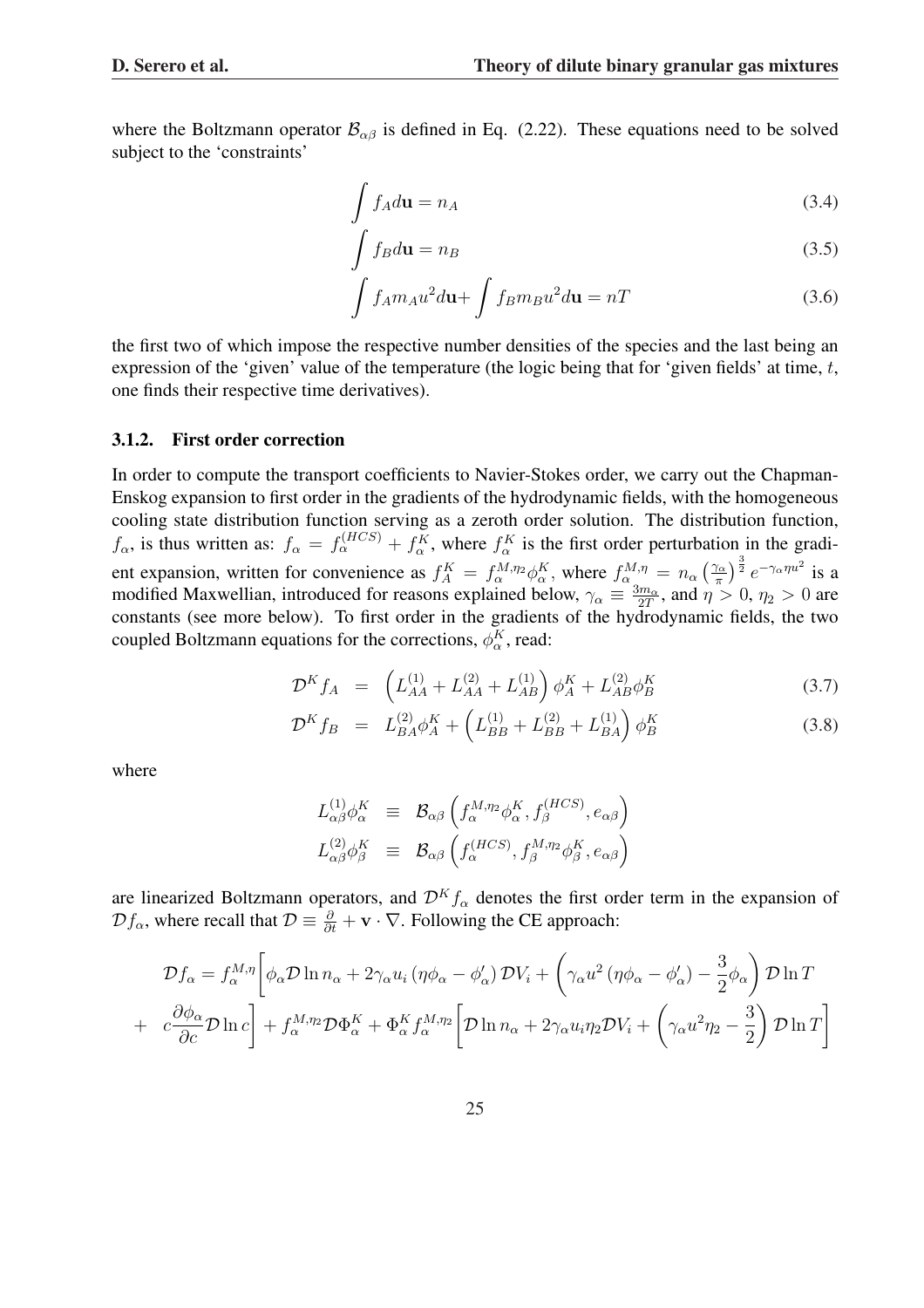where the Boltzmann operator $\mathcal{B}_{\alpha\beta}$ is defined in Eq. (2.22). These equations need to be solved subject to the 'constraints'

$$\int f_A d\mathbf{u} = n_A \tag{3.4}$$

$$\int f_B d\mathbf{u} = n_B \tag{3.5}$$

$$\int f_A m_A u^2 d\mathbf{u} + \int f_B m_B u^2 d\mathbf{u} = nT \tag{3.6}$$

the first two of which impose the respective number densities of the species and the last being an expression of the 'given' value of the temperature (the logic being that for 'given fields' at time, $t$, one finds their respective time derivatives).

### 3.1.2. First order correction

In order to compute the transport coefficients to Navier-Stokes order, we carry out the Chapman-Enskog expansion to first order in the gradients of the hydrodynamic fields, with the homogeneous cooling state distribution function serving as a zeroth order solution. The distribution function, $f_\alpha$, is thus written as: $f_\alpha = f_\alpha^{(HCS)} + f_\alpha^K$, where $f_\alpha^K$ is the first order perturbation in the gradient expansion, written for convenience as $f_A^K = f_\alpha^{M,\eta_2}\phi_\alpha^K$, where $f_\alpha^{M,\eta} = n_\alpha \left(\frac{\gamma_\alpha}{\pi}\right)^{\frac{3}{2}} e^{-\gamma_\alpha \eta u^2}$ is a modified Maxwellian, introduced for reasons explained below, $\gamma_\alpha \equiv \frac{3m_\alpha}{2T}$, and $\eta > 0$, $\eta_2 > 0$ are constants (see more below). To first order in the gradients of the hydrodynamic fields, the two coupled Boltzmann equations for the corrections, $\phi_\alpha^K$, read:

$$\mathcal{D}^K f_A = \left(L_{AA}^{(1)} + L_{AA}^{(2)} + L_{AB}^{(1)}\right)\phi_A^K + L_{AB}^{(2)}\phi_B^K \tag{3.7}$$

$$\mathcal{D}^K f_B = L_{BA}^{(2)}\phi_A^K + \left(L_{BB}^{(1)} + L_{BB}^{(2)} + L_{BA}^{(1)}\right)\phi_B^K \tag{3.8}$$

where

$$L_{\alpha\beta}^{(1)}\phi_\alpha^K \equiv \mathcal{B}_{\alpha\beta}\left(f_\alpha^{M,\eta_2}\phi_\alpha^K, f_\beta^{(HCS)}, e_{\alpha\beta}\right)$$

$$L_{\alpha\beta}^{(2)}\phi_\beta^K \equiv \mathcal{B}_{\alpha\beta}\left(f_\alpha^{(HCS)}, f_\beta^{M,\eta_2}\phi_\beta^K, e_{\alpha\beta}\right)$$

are linearized Boltzmann operators, and $\mathcal{D}^K f_\alpha$ denotes the first order term in the expansion of $\mathcal{D}f_\alpha$, where recall that $\mathcal{D} \equiv \frac{\partial}{\partial t} + \mathbf{v}\cdot\nabla$. Following the CE approach:

$$\begin{aligned}\mathcal{D}f_\alpha = f_\alpha^{M,\eta}\Bigg[&\phi_\alpha \mathcal{D}\ln n_\alpha + 2\gamma_\alpha u_i\left(\eta\phi_\alpha - \phi_\alpha'\right)\mathcal{D}V_i + \left(\gamma_\alpha u^2\left(\eta\phi_\alpha - \phi_\alpha'\right) - \frac{3}{2}\phi_\alpha\right)\mathcal{D}\ln T \\ + \; &c\frac{\partial\phi_\alpha}{\partial c}\mathcal{D}\ln c\Bigg] + f_\alpha^{M,\eta_2}\mathcal{D}\Phi_\alpha^K + \Phi_\alpha^K f_\alpha^{M,\eta_2}\left[\mathcal{D}\ln n_\alpha + 2\gamma_\alpha u_i \eta_2 \mathcal{D}V_i + \left(\gamma_\alpha u^2\eta_2 - \frac{3}{2}\right)\mathcal{D}\ln T\right]\end{aligned}$$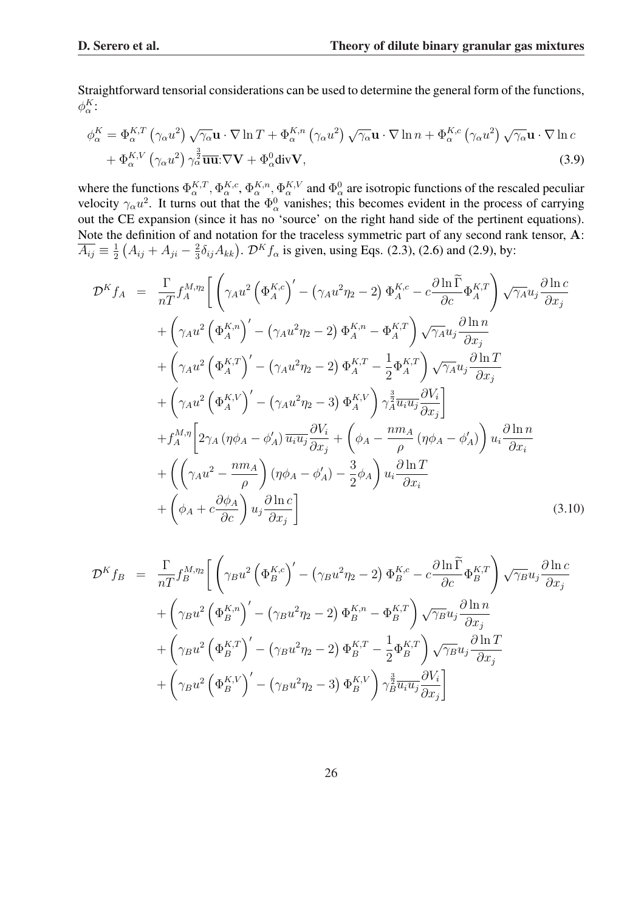Straightforward tensorial considerations can be used to determine the general form of the functions, $\phi_\alpha^K$:

$$
\begin{aligned}
\phi_\alpha^K = & \Phi_\alpha^{K,T}\left(\gamma_\alpha u^2\right)\sqrt{\gamma_\alpha}\mathbf{u}\cdot\nabla\ln T + \Phi_\alpha^{K,n}\left(\gamma_\alpha u^2\right)\sqrt{\gamma_\alpha}\mathbf{u}\cdot\nabla\ln n + \Phi_\alpha^{K,c}\left(\gamma_\alpha u^2\right)\sqrt{\gamma_\alpha}\mathbf{u}\cdot\nabla\ln c \\
& + \Phi_\alpha^{K,V}\left(\gamma_\alpha u^2\right)\gamma_\alpha^{\frac{3}{2}}\overline{\mathbf{u}\mathbf{u}}\mathbf{:}\nabla\mathbf{V} + \Phi_\alpha^0 \mathrm{div}\mathbf{V},
\end{aligned}
\tag{3.9}
$$

where the functions $\Phi_\alpha^{K,T}$, $\Phi_\alpha^{K,c}$, $\Phi_\alpha^{K,n}$, $\Phi_\alpha^{K,V}$ and $\Phi_\alpha^0$ are isotropic functions of the rescaled peculiar velocity $\gamma_\alpha u^2$. It turns out that the $\Phi_\alpha^0$ vanishes; this becomes evident in the process of carrying out the CE expansion (since it has no 'source' on the right hand side of the pertinent equations). Note the definition of and notation for the traceless symmetric part of any second rank tensor, $\mathbf{A}$: $\overline{A_{ij}} \equiv \frac{1}{2}\left(A_{ij} + A_{ji} - \frac{2}{3}\delta_{ij}A_{kk}\right)$. $\mathcal{D}^K f_\alpha$ is given, using Eqs. (2.3), (2.6) and (2.9), by:

$$
\begin{aligned}
\mathcal{D}^K f_A = & \frac{\Gamma}{nT} f_A^{M,\eta_2}\Bigg[\left(\gamma_A u^2\left(\Phi_A^{K,c}\right)' - \left(\gamma_A u^2\eta_2 - 2\right)\Phi_A^{K,c} - c\frac{\partial\ln\widetilde{\Gamma}}{\partial c}\Phi_A^{K,T}\right)\sqrt{\gamma_A}u_j\frac{\partial\ln c}{\partial x_j} \\
& + \left(\gamma_A u^2\left(\Phi_A^{K,n}\right)' - \left(\gamma_A u^2\eta_2 - 2\right)\Phi_A^{K,n} - \Phi_A^{K,T}\right)\sqrt{\gamma_A}u_j\frac{\partial\ln n}{\partial x_j} \\
& + \left(\gamma_A u^2\left(\Phi_A^{K,T}\right)' - \left(\gamma_A u^2\eta_2 - 2\right)\Phi_A^{K,T} - \frac{1}{2}\Phi_A^{K,T}\right)\sqrt{\gamma_A}u_j\frac{\partial\ln T}{\partial x_j} \\
& + \left(\gamma_A u^2\left(\Phi_A^{K,V}\right)' - \left(\gamma_A u^2\eta_2 - 3\right)\Phi_A^{K,V}\right)\gamma_A^{\frac{3}{2}}\overline{u_i u_j}\frac{\partial V_i}{\partial x_j}\Bigg] \\
& + f_A^{M,\eta}\Bigg[2\gamma_A\left(\eta\phi_A - \phi_A'\right)\overline{u_i u_j}\frac{\partial V_i}{\partial x_j} + \left(\phi_A - \frac{nm_A}{\rho}\left(\eta\phi_A - \phi_A'\right)\right)u_i\frac{\partial\ln n}{\partial x_i} \\
& + \left(\left(\gamma_A u^2 - \frac{nm_A}{\rho}\right)\left(\eta\phi_A - \phi_A'\right) - \frac{3}{2}\phi_A\right)u_i\frac{\partial\ln T}{\partial x_i} \\
& + \left(\phi_A + c\frac{\partial\phi_A}{\partial c}\right)u_j\frac{\partial\ln c}{\partial x_j}\Bigg]
\end{aligned}
\tag{3.10}
$$

$$
\begin{aligned}
\mathcal{D}^K f_B = & \frac{\Gamma}{nT} f_B^{M,\eta_2}\Bigg[\left(\gamma_B u^2\left(\Phi_B^{K,c}\right)' - \left(\gamma_B u^2\eta_2 - 2\right)\Phi_B^{K,c} - c\frac{\partial\ln\widetilde{\Gamma}}{\partial c}\Phi_B^{K,T}\right)\sqrt{\gamma_B}u_j\frac{\partial\ln c}{\partial x_j} \\
& + \left(\gamma_B u^2\left(\Phi_B^{K,n}\right)' - \left(\gamma_B u^2\eta_2 - 2\right)\Phi_B^{K,n} - \Phi_B^{K,T}\right)\sqrt{\gamma_B}u_j\frac{\partial\ln n}{\partial x_j} \\
& + \left(\gamma_B u^2\left(\Phi_B^{K,T}\right)' - \left(\gamma_B u^2\eta_2 - 2\right)\Phi_B^{K,T} - \frac{1}{2}\Phi_B^{K,T}\right)\sqrt{\gamma_B}u_j\frac{\partial\ln T}{\partial x_j} \\
& + \left(\gamma_B u^2\left(\Phi_B^{K,V}\right)' - \left(\gamma_B u^2\eta_2 - 3\right)\Phi_B^{K,V}\right)\gamma_B^{\frac{3}{2}}\overline{u_i u_j}\frac{\partial V_i}{\partial x_j}\Bigg]
\end{aligned}
$$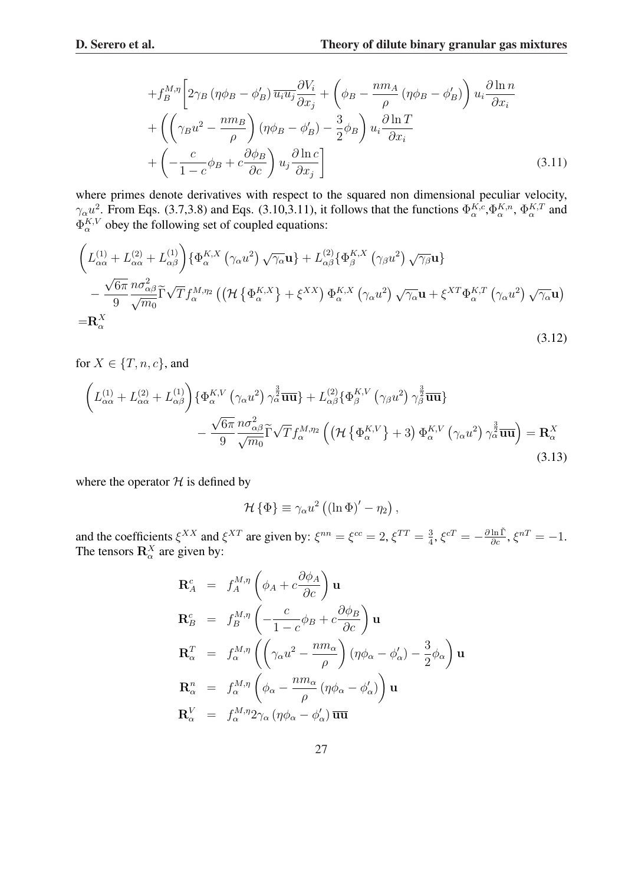$$
\begin{aligned}
&+f_B^{M,\eta}\Bigg[2\gamma_B\left(\eta\phi_B-\phi_B'\right)\overline{u_iu_j}\frac{\partial V_i}{\partial x_j}+\left(\phi_B-\frac{nm_A}{\rho}\left(\eta\phi_B-\phi_B'\right)\right)u_i\frac{\partial \ln n}{\partial x_i}\\
&+\left(\left(\gamma_B u^2-\frac{nm_B}{\rho}\right)\left(\eta\phi_B-\phi_B'\right)-\frac{3}{2}\phi_B\right)u_i\frac{\partial \ln T}{\partial x_i}\\
&+\left(-\frac{c}{1-c}\phi_B+c\frac{\partial \phi_B}{\partial c}\right)u_j\frac{\partial \ln c}{\partial x_j}\Bigg]
\end{aligned}
\tag{3.11}
$$

where primes denote derivatives with respect to the squared non dimensional peculiar velocity, $\gamma_\alpha u^2$. From Eqs. (3.7,3.8) and Eqs. (3.10,3.11), it follows that the functions $\Phi_\alpha^{K,c}$,$\Phi_\alpha^{K,n}$, $\Phi_\alpha^{K,T}$ and $\Phi_\alpha^{K,V}$ obey the following set of coupled equations:

$$
\begin{aligned}
&\left(L_{\alpha\alpha}^{(1)}+L_{\alpha\alpha}^{(2)}+L_{\alpha\beta}^{(1)}\right)\{\Phi_\alpha^{K,X}\left(\gamma_\alpha u^2\right)\sqrt{\gamma_\alpha}\mathbf{u}\}+L_{\alpha\beta}^{(2)}\{\Phi_\beta^{K,X}\left(\gamma_\beta u^2\right)\sqrt{\gamma_\beta}\mathbf{u}\}\\
&-\frac{\sqrt{6\pi}}{9}\frac{n\sigma_{\alpha\beta}^2}{\sqrt{m_0}}\widetilde{\Gamma}\sqrt{T}f_\alpha^{M,\eta_2}\left(\left(\mathcal{H}\left\{\Phi_\alpha^{K,X}\right\}+\xi^{XX}\right)\Phi_\alpha^{K,X}\left(\gamma_\alpha u^2\right)\sqrt{\gamma_\alpha}\mathbf{u}+\xi^{XT}\Phi_\alpha^{K,T}\left(\gamma_\alpha u^2\right)\sqrt{\gamma_\alpha}\mathbf{u}\right)\\
&=\mathbf{R}_\alpha^X
\end{aligned}
\tag{3.12}
$$

for $X\in\{T,n,c\}$, and

$$
\begin{aligned}
&\left(L_{\alpha\alpha}^{(1)}+L_{\alpha\alpha}^{(2)}+L_{\alpha\beta}^{(1)}\right)\{\Phi_\alpha^{K,V}\left(\gamma_\alpha u^2\right)\gamma_\alpha^{\frac{3}{2}}\overline{\mathbf{u}\mathbf{u}}\}+L_{\alpha\beta}^{(2)}\{\Phi_\beta^{K,V}\left(\gamma_\beta u^2\right)\gamma_\beta^{\frac{3}{2}}\overline{\mathbf{u}\mathbf{u}}\}\\
&\qquad-\frac{\sqrt{6\pi}}{9}\frac{n\sigma_{\alpha\beta}^2}{\sqrt{m_0}}\widetilde{\Gamma}\sqrt{T}f_\alpha^{M,\eta_2}\left(\left(\mathcal{H}\left\{\Phi_\alpha^{K,V}\right\}+3\right)\Phi_\alpha^{K,V}\left(\gamma_\alpha u^2\right)\gamma_\alpha^{\frac{3}{2}}\overline{\mathbf{u}\mathbf{u}}\right)=\mathbf{R}_\alpha^X
\end{aligned}
\tag{3.13}
$$

where the operator $\mathcal{H}$ is defined by

$$
\mathcal{H}\left\{\Phi\right\}\equiv\gamma_\alpha u^2\left(\left(\ln\Phi\right)'-\eta_2\right),
$$

and the coefficients $\xi^{XX}$ and $\xi^{XT}$ are given by: $\xi^{nn}=\xi^{cc}=2$, $\xi^{TT}=\frac{3}{4}$, $\xi^{cT}=-\frac{\partial\ln\tilde{\Gamma}}{\partial c}$, $\xi^{nT}=-1$. The tensors $\mathbf{R}_\alpha^X$ are given by:

$$
\begin{aligned}
\mathbf{R}_A^c &= f_A^{M,\eta}\left(\phi_A+c\frac{\partial\phi_A}{\partial c}\right)\mathbf{u}\\
\mathbf{R}_B^c &= f_B^{M,\eta}\left(-\frac{c}{1-c}\phi_B+c\frac{\partial\phi_B}{\partial c}\right)\mathbf{u}\\
\mathbf{R}_\alpha^T &= f_\alpha^{M,\eta}\left(\left(\gamma_\alpha u^2-\frac{nm_\alpha}{\rho}\right)\left(\eta\phi_\alpha-\phi_\alpha'\right)-\frac{3}{2}\phi_\alpha\right)\mathbf{u}\\
\mathbf{R}_\alpha^n &= f_\alpha^{M,\eta}\left(\phi_\alpha-\frac{nm_\alpha}{\rho}\left(\eta\phi_\alpha-\phi_\alpha'\right)\right)\mathbf{u}\\
\mathbf{R}_\alpha^V &= f_\alpha^{M,\eta}2\gamma_\alpha\left(\eta\phi_\alpha-\phi_\alpha'\right)\overline{\mathbf{u}\mathbf{u}}
\end{aligned}
$$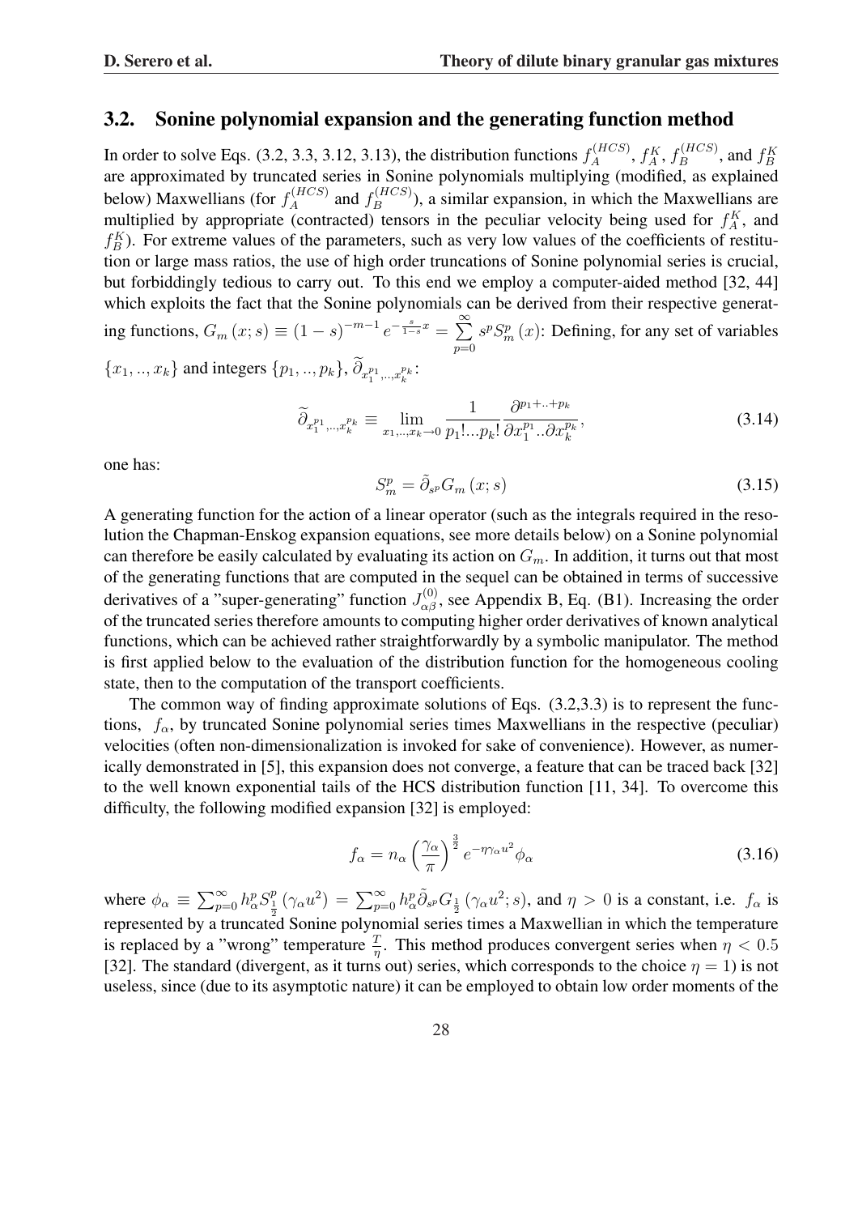### 3.2. Sonine polynomial expansion and the generating function method

In order to solve Eqs. (3.2, 3.3, 3.12, 3.13), the distribution functions $f_A^{(HCS)}$, $f_A^K$, $f_B^{(HCS)}$, and $f_B^K$ are approximated by truncated series in Sonine polynomials multiplying (modified, as explained below) Maxwellians (for $f_A^{(HCS)}$ and $f_B^{(HCS)}$), a similar expansion, in which the Maxwellians are multiplied by appropriate (contracted) tensors in the peculiar velocity being used for $f_A^K$, and $f_B^K$). For extreme values of the parameters, such as very low values of the coefficients of restitution or large mass ratios, the use of high order truncations of Sonine polynomial series is crucial, but forbiddingly tedious to carry out. To this end we employ a computer-aided method [32, 44] which exploits the fact that the Sonine polynomials can be derived from their respective generating functions, $G_m(x; s) \equiv (1-s)^{-m-1} e^{-\frac{s}{1-s}x} = \sum_{p=0}^{\infty} s^p S_m^p(x)$: Defining, for any set of variables $\{x_1, .., x_k\}$ and integers $\{p_1, .., p_k\}$, $\widetilde{\partial}_{x_1^{p_1},..,x_k^{p_k}}$:

$$\widetilde{\partial}_{x_1^{p_1},..,x_k^{p_k}} \equiv \lim_{x_1,..,x_k \to 0} \frac{1}{p_1!...p_k!} \frac{\partial^{p_1+..+p_k}}{\partial x_1^{p_1}..\partial x_k^{p_k}}, \tag{3.14}$$

one has:

$$S_m^p = \tilde{\partial}_{s^p} G_m(x; s) \tag{3.15}$$

A generating function for the action of a linear operator (such as the integrals required in the resolution the Chapman-Enskog expansion equations, see more details below) on a Sonine polynomial can therefore be easily calculated by evaluating its action on $G_m$. In addition, it turns out that most of the generating functions that are computed in the sequel can be obtained in terms of successive derivatives of a "super-generating" function $J_{\alpha\beta}^{(0)}$, see Appendix B, Eq. (B1). Increasing the order of the truncated series therefore amounts to computing higher order derivatives of known analytical functions, which can be achieved rather straightforwardly by a symbolic manipulator. The method is first applied below to the evaluation of the distribution function for the homogeneous cooling state, then to the computation of the transport coefficients.

The common way of finding approximate solutions of Eqs. (3.2,3.3) is to represent the functions, $f_\alpha$, by truncated Sonine polynomial series times Maxwellians in the respective (peculiar) velocities (often non-dimensionalization is invoked for sake of convenience). However, as numerically demonstrated in [5], this expansion does not converge, a feature that can be traced back [32] to the well known exponential tails of the HCS distribution function [11, 34]. To overcome this difficulty, the following modified expansion [32] is employed:

$$f_\alpha = n_\alpha \left(\frac{\gamma_\alpha}{\pi}\right)^{\frac{3}{2}} e^{-\eta\gamma_\alpha u^2} \phi_\alpha \tag{3.16}$$

where $\phi_\alpha \equiv \sum_{p=0}^{\infty} h_\alpha^p S_{\frac{1}{2}}^p(\gamma_\alpha u^2) = \sum_{p=0}^{\infty} h_\alpha^p \tilde{\partial}_{s^p} G_{\frac{1}{2}}(\gamma_\alpha u^2; s)$, and $\eta > 0$ is a constant, i.e. $f_\alpha$ is represented by a truncated Sonine polynomial series times a Maxwellian in which the temperature is replaced by a "wrong" temperature $\frac{T}{\eta}$. This method produces convergent series when $\eta < 0.5$ [32]. The standard (divergent, as it turns out) series, which corresponds to the choice $\eta = 1$) is not useless, since (due to its asymptotic nature) it can be employed to obtain low order moments of the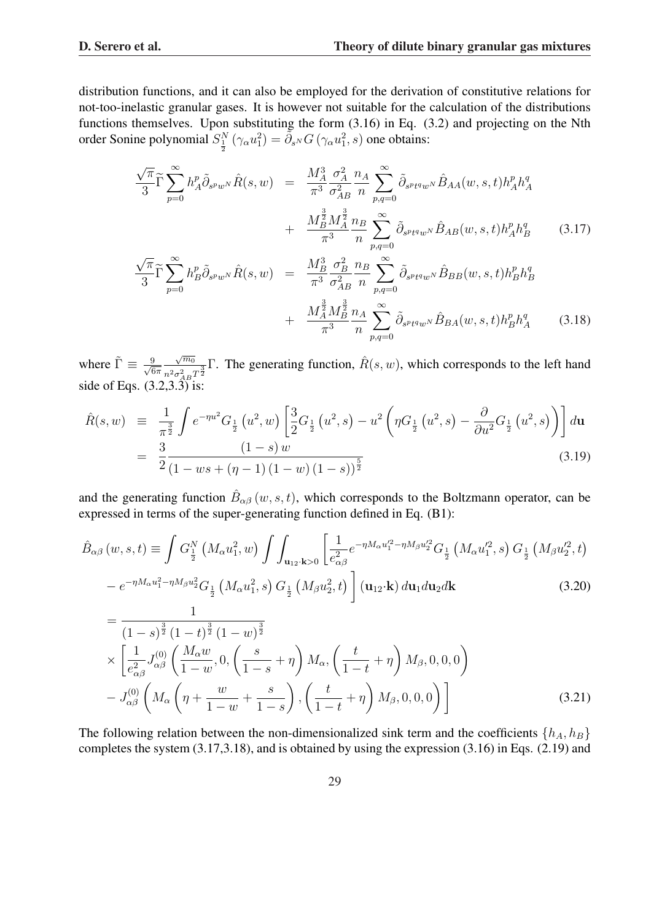distribution functions, and it can also be employed for the derivation of constitutive relations for not-too-inelastic granular gases. It is however not suitable for the calculation of the distributions functions themselves. Upon substituting the form (3.16) in Eq. (3.2) and projecting on the Nth order Sonine polynomial $S^N_{\frac{1}{2}}\left(\gamma_\alpha u_1^2\right) = \tilde{\partial}_{s^N} G\left(\gamma_\alpha u_1^2, s\right)$ one obtains:

$$
\begin{aligned}
\frac{\sqrt{\pi}}{3}\widetilde{\Gamma}\sum_{p=0}^{\infty} h_A^p \tilde{\partial}_{s^p w^N}\hat{R}(s,w) &= \frac{M_A^3}{\pi^3}\frac{\sigma_A^2}{\sigma_{AB}^2}\frac{n_A}{n}\sum_{p,q=0}^{\infty}\tilde{\partial}_{s^p t^q w^N}\hat{B}_{AA}(w,s,t)h_A^p h_A^q \\
&+ \frac{M_B^{\frac{3}{2}}M_A^{\frac{3}{2}}}{\pi^3}\frac{n_B}{n}\sum_{p,q=0}^{\infty}\tilde{\partial}_{s^p t^q w^N}\hat{B}_{AB}(w,s,t)h_A^p h_B^q \qquad (3.17)\\
\frac{\sqrt{\pi}}{3}\widetilde{\Gamma}\sum_{p=0}^{\infty} h_B^p \tilde{\partial}_{s^p w^N}\hat{R}(s,w) &= \frac{M_B^3}{\pi^3}\frac{\sigma_B^2}{\sigma_{AB}^2}\frac{n_B}{n}\sum_{p,q=0}^{\infty}\tilde{\partial}_{s^p t^q w^N}\hat{B}_{BB}(w,s,t)h_B^p h_B^q \\
&+ \frac{M_A^{\frac{3}{2}}M_B^{\frac{3}{2}}}{\pi^3}\frac{n_A}{n}\sum_{p,q=0}^{\infty}\tilde{\partial}_{s^p t^q w^N}\hat{B}_{BA}(w,s,t)h_B^p h_A^q \qquad (3.18)
\end{aligned}
$$

where $\tilde{\Gamma} \equiv \frac{9}{\sqrt{6\pi}}\frac{\sqrt{m_0}}{n^2\sigma_{AB}^2 T^{\frac{3}{2}}}\Gamma$. The generating function, $\hat{R}(s,w)$, which corresponds to the left hand side of Eqs. (3.2,3.3) is:

$$
\begin{aligned}
\hat{R}(s,w) &\equiv \frac{1}{\pi^{\frac{3}{2}}}\int e^{-\eta u^2} G_{\frac{1}{2}}\left(u^2,w\right)\left[\frac{3}{2}G_{\frac{1}{2}}\left(u^2,s\right) - u^2\left(\eta G_{\frac{1}{2}}\left(u^2,s\right) - \frac{\partial}{\partial u^2}G_{\frac{1}{2}}\left(u^2,s\right)\right)\right]d\mathbf{u} \\
&= \frac{3}{2}\frac{(1-s)\,w}{\left(1-ws+(\eta-1)(1-w)(1-s)\right)^{\frac{5}{2}}} \qquad (3.19)
\end{aligned}
$$

and the generating function $\hat{B}_{\alpha\beta}(w,s,t)$, which corresponds to the Boltzmann operator, can be expressed in terms of the super-generating function defined in Eq. (B1):

$$
\begin{aligned}
\hat{B}_{\alpha\beta}(w,s,t) &\equiv \int G^N_{\frac{1}{2}}\left(M_\alpha u_1^2, w\right)\int\int_{\mathbf{u}_{12}\cdot\mathbf{k}>0}\Bigg[\frac{1}{e_{\alpha\beta}^2}e^{-\eta M_\alpha u_1'^2-\eta M_\beta u_2'^2}G_{\frac{1}{2}}\left(M_\alpha u_1'^2,s\right)G_{\frac{1}{2}}\left(M_\beta u_2'^2,t\right) \\
&- e^{-\eta M_\alpha u_1^2-\eta M_\beta u_2^2}G_{\frac{1}{2}}\left(M_\alpha u_1^2,s\right)G_{\frac{1}{2}}\left(M_\beta u_2^2,t\right)\Bigg](\mathbf{u}_{12}\cdot\mathbf{k})\,d\mathbf{u}_1 d\mathbf{u}_2 d\mathbf{k} \qquad (3.20)\\
&= \frac{1}{(1-s)^{\frac{3}{2}}(1-t)^{\frac{3}{2}}(1-w)^{\frac{3}{2}}} \\
&\times\Bigg[\frac{1}{e_{\alpha\beta}^2}J^{(0)}_{\alpha\beta}\left(\frac{M_\alpha w}{1-w},0,\left(\frac{s}{1-s}+\eta\right)M_\alpha,\left(\frac{t}{1-t}+\eta\right)M_\beta,0,0,0\right) \\
&- J^{(0)}_{\alpha\beta}\left(M_\alpha\left(\eta+\frac{w}{1-w}+\frac{s}{1-s}\right),\left(\frac{t}{1-t}+\eta\right)M_\beta,0,0,0\right)\Bigg] \qquad (3.21)
\end{aligned}
$$

The following relation between the non-dimensionalized sink term and the coefficients $\{h_A, h_B\}$ completes the system (3.17,3.18), and is obtained by using the expression (3.16) in Eqs. (2.19) and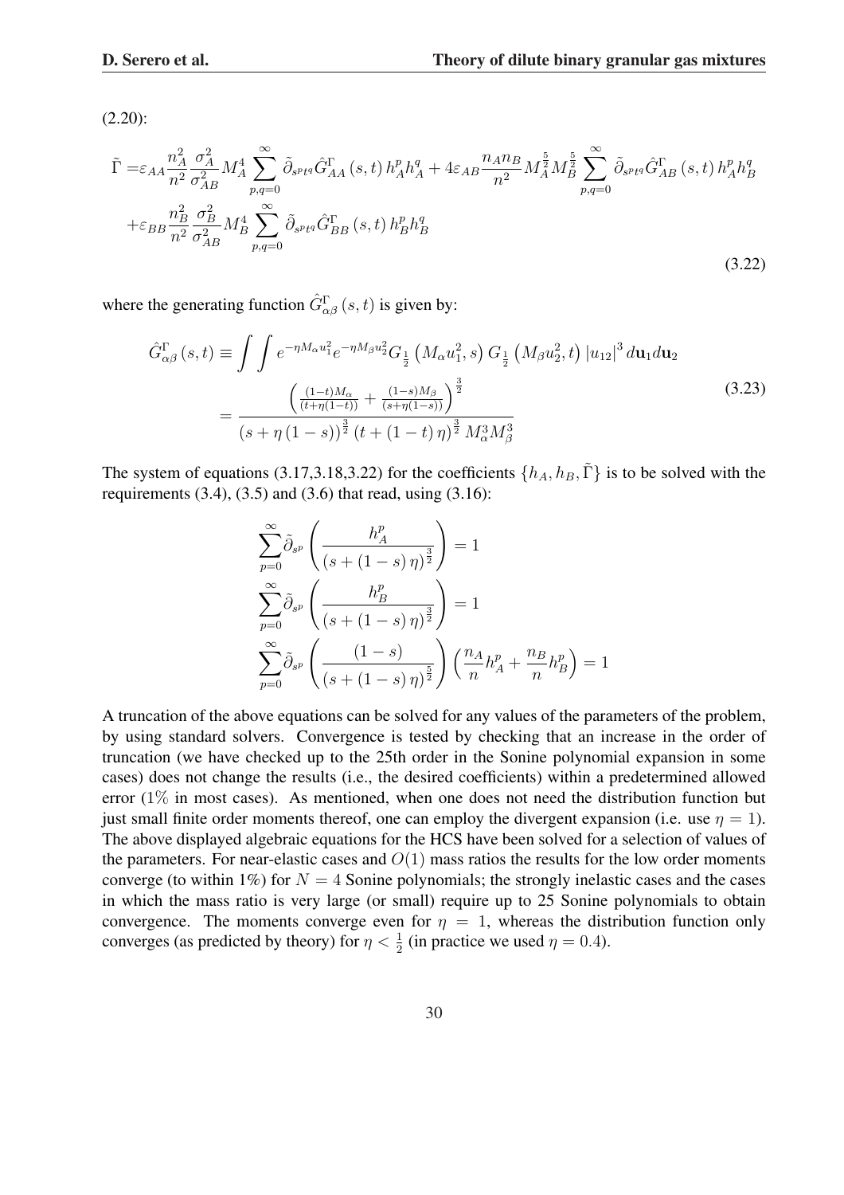(2.20):

$$
\begin{aligned}
\tilde{\Gamma} =& \varepsilon_{AA}\frac{n_A^2}{n^2}\frac{\sigma_A^2}{\sigma_{AB}^2}M_A^4\sum_{p,q=0}^{\infty}\tilde{\partial}_{s^p t^q}\hat{G}^{\Gamma}_{AA}(s,t)\,h_A^p h_A^q + 4\varepsilon_{AB}\frac{n_A n_B}{n^2}M_A^{\frac{5}{2}}M_B^{\frac{5}{2}}\sum_{p,q=0}^{\infty}\tilde{\partial}_{s^p t^q}\hat{G}^{\Gamma}_{AB}(s,t)\,h_A^p h_B^q \\
&+\varepsilon_{BB}\frac{n_B^2}{n^2}\frac{\sigma_B^2}{\sigma_{AB}^2}M_B^4\sum_{p,q=0}^{\infty}\tilde{\partial}_{s^p t^q}\hat{G}^{\Gamma}_{BB}(s,t)\,h_B^p h_B^q
\end{aligned}
\tag{3.22}
$$

where the generating function $\hat{G}^{\Gamma}_{\alpha\beta}(s,t)$ is given by:

$$
\begin{aligned}
\hat{G}^{\Gamma}_{\alpha\beta}(s,t) &\equiv \int\int e^{-\eta M_\alpha u_1^2}e^{-\eta M_\beta u_2^2}G_{\frac{1}{2}}\left(M_\alpha u_1^2, s\right)G_{\frac{1}{2}}\left(M_\beta u_2^2, t\right)\left|u_{12}\right|^3 d\mathbf{u}_1 d\mathbf{u}_2 \\
&= \frac{\left(\frac{(1-t)M_\alpha}{(t+\eta(1-t))}+\frac{(1-s)M_\beta}{(s+\eta(1-s))}\right)^{\frac{3}{2}}}{(s+\eta(1-s))^{\frac{3}{2}}(t+(1-t)\eta)^{\frac{3}{2}}M_\alpha^3 M_\beta^3}
\end{aligned}
\tag{3.23}
$$

The system of equations (3.17,3.18,3.22) for the coefficients $\{h_A, h_B, \tilde{\Gamma}\}$ is to be solved with the requirements (3.4), (3.5) and (3.6) that read, using (3.16):

$$
\begin{aligned}
&\sum_{p=0}^{\infty}\tilde{\partial}_{s^p}\left(\frac{h_A^p}{(s+(1-s)\eta)^{\frac{3}{2}}}\right) = 1 \\
&\sum_{p=0}^{\infty}\tilde{\partial}_{s^p}\left(\frac{h_B^p}{(s+(1-s)\eta)^{\frac{3}{2}}}\right) = 1 \\
&\sum_{p=0}^{\infty}\tilde{\partial}_{s^p}\left(\frac{(1-s)}{(s+(1-s)\eta)^{\frac{5}{2}}}\right)\left(\frac{n_A}{n}h_A^p + \frac{n_B}{n}h_B^p\right) = 1
\end{aligned}
$$

A truncation of the above equations can be solved for any values of the parameters of the problem, by using standard solvers. Convergence is tested by checking that an increase in the order of truncation (we have checked up to the 25th order in the Sonine polynomial expansion in some cases) does not change the results (i.e., the desired coefficients) within a predetermined allowed error (1% in most cases). As mentioned, when one does not need the distribution function but just small finite order moments thereof, one can employ the divergent expansion (i.e. use $\eta = 1$). The above displayed algebraic equations for the HCS have been solved for a selection of values of the parameters. For near-elastic cases and $O(1)$ mass ratios the results for the low order moments converge (to within 1%) for $N = 4$ Sonine polynomials; the strongly inelastic cases and the cases in which the mass ratio is very large (or small) require up to 25 Sonine polynomials to obtain convergence. The moments converge even for $\eta = 1$, whereas the distribution function only converges (as predicted by theory) for $\eta < \frac{1}{2}$ (in practice we used $\eta = 0.4$).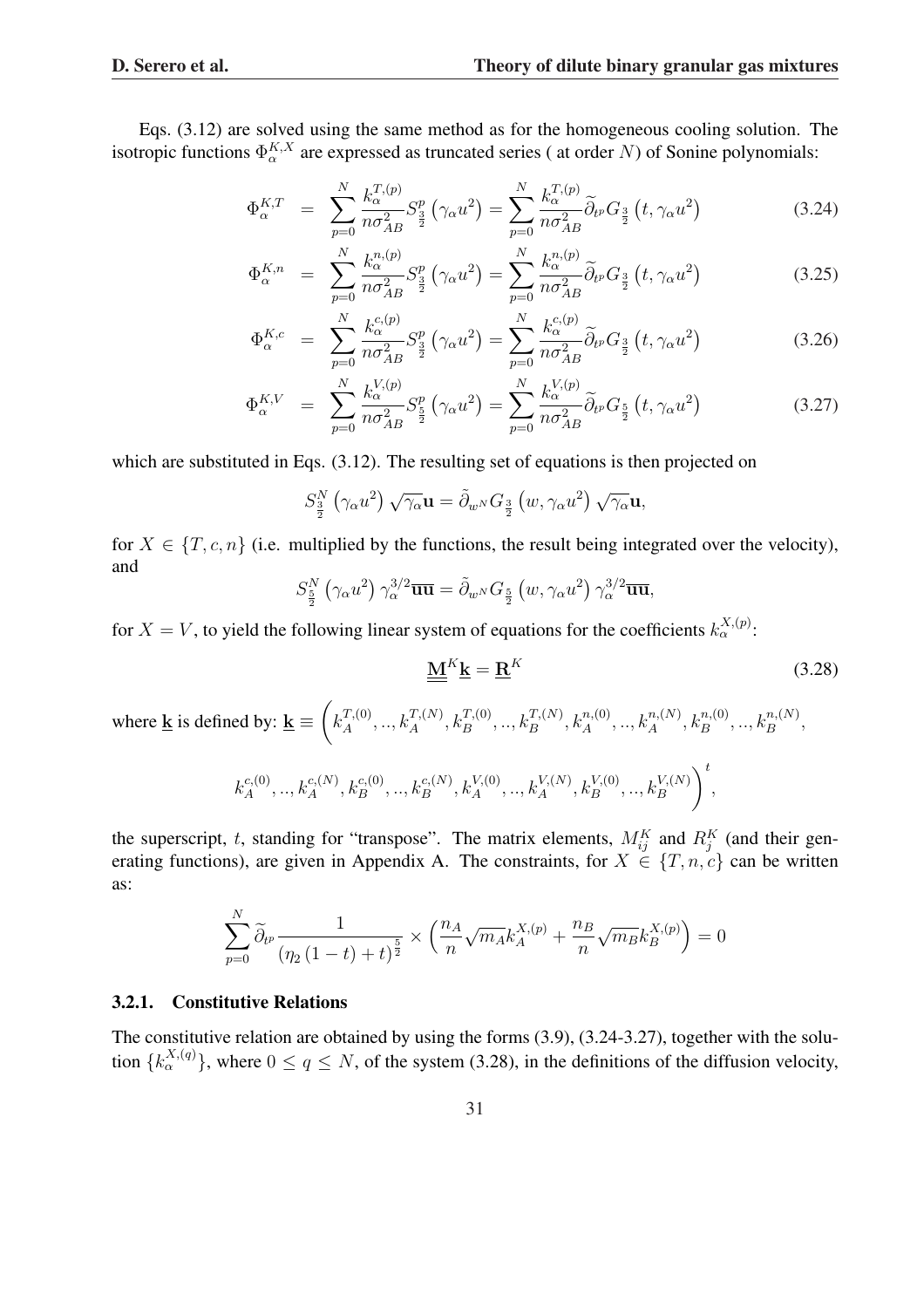Eqs. (3.12) are solved using the same method as for the homogeneous cooling solution. The isotropic functions $\Phi_\alpha^{K,X}$ are expressed as truncated series ( at order $N$) of Sonine polynomials:

$$\Phi_\alpha^{K,T} = \sum_{p=0}^{N} \frac{k_\alpha^{T,(p)}}{n\sigma_{AB}^2} S_{\frac{3}{2}}^p\left(\gamma_\alpha u^2\right) = \sum_{p=0}^{N} \frac{k_\alpha^{T,(p)}}{n\sigma_{AB}^2} \widetilde{\partial}_{t^p} G_{\frac{3}{2}}\left(t, \gamma_\alpha u^2\right) \tag{3.24}$$

$$\Phi_\alpha^{K,n} = \sum_{p=0}^{N} \frac{k_\alpha^{n,(p)}}{n\sigma_{AB}^2} S_{\frac{3}{2}}^p\left(\gamma_\alpha u^2\right) = \sum_{p=0}^{N} \frac{k_\alpha^{n,(p)}}{n\sigma_{AB}^2} \widetilde{\partial}_{t^p} G_{\frac{3}{2}}\left(t, \gamma_\alpha u^2\right) \tag{3.25}$$

$$\Phi_\alpha^{K,c} = \sum_{p=0}^{N} \frac{k_\alpha^{c,(p)}}{n\sigma_{AB}^2} S_{\frac{3}{2}}^p\left(\gamma_\alpha u^2\right) = \sum_{p=0}^{N} \frac{k_\alpha^{c,(p)}}{n\sigma_{AB}^2} \widetilde{\partial}_{t^p} G_{\frac{3}{2}}\left(t, \gamma_\alpha u^2\right) \tag{3.26}$$

$$\Phi_\alpha^{K,V} = \sum_{p=0}^{N} \frac{k_\alpha^{V,(p)}}{n\sigma_{AB}^2} S_{\frac{5}{2}}^p\left(\gamma_\alpha u^2\right) = \sum_{p=0}^{N} \frac{k_\alpha^{V,(p)}}{n\sigma_{AB}^2} \widetilde{\partial}_{t^p} G_{\frac{5}{2}}\left(t, \gamma_\alpha u^2\right) \tag{3.27}$$

which are substituted in Eqs. (3.12). The resulting set of equations is then projected on

$$S_{\frac{3}{2}}^N\left(\gamma_\alpha u^2\right)\sqrt{\gamma_\alpha}\mathbf{u} = \tilde{\partial}_{w^N} G_{\frac{3}{2}}\left(w, \gamma_\alpha u^2\right)\sqrt{\gamma_\alpha}\mathbf{u},$$

for $X \in \{T, c, n\}$ (i.e. multiplied by the functions, the result being integrated over the velocity), and

$$S_{\frac{5}{2}}^N\left(\gamma_\alpha u^2\right)\gamma_\alpha^{3/2}\overline{\mathbf{uu}} = \tilde{\partial}_{w^N} G_{\frac{5}{2}}\left(w, \gamma_\alpha u^2\right)\gamma_\alpha^{3/2}\overline{\mathbf{uu}},$$

for $X = V$, to yield the following linear system of equations for the coefficients $k_\alpha^{X,(p)}$:

$$\underline{\underline{\mathbf{M}}}^K \underline{\mathbf{k}} = \underline{\mathbf{R}}^K \tag{3.28}$$

where $\underline{\mathbf{k}}$ is defined by: $\underline{\mathbf{k}} \equiv \Big(k_A^{T,(0)}, .., k_A^{T,(N)}, k_B^{T,(0)}, .., k_B^{T,(N)}, k_A^{n,(0)}, .., k_A^{n,(N)}, k_B^{n,(0)}, .., k_B^{n,(N)},$

$$k_A^{c,(0)}, .., k_A^{c,(N)}, k_B^{c,(0)}, .., k_B^{c,(N)}, k_A^{V,(0)}, .., k_A^{V,(N)}, k_B^{V,(0)}, .., k_B^{V,(N)}\Big)^t,$$

the superscript, $t$, standing for "transpose". The matrix elements, $M_{ij}^K$ and $R_j^K$ (and their generating functions), are given in Appendix A. The constraints, for $X \in \{T, n, c\}$ can be written as:

$$\sum_{p=0}^{N} \widetilde{\partial}_{t^p} \frac{1}{\left(\eta_2\left(1-t\right)+t\right)^{\frac{5}{2}}} \times \left(\frac{n_A}{n}\sqrt{m_A} k_A^{X,(p)} + \frac{n_B}{n}\sqrt{m_B} k_B^{X,(p)}\right) = 0$$

### 3.2.1. Constitutive Relations

The constitutive relation are obtained by using the forms (3.9), (3.24-3.27), together with the solution $\{k_\alpha^{X,(q)}\}$, where $0 \leq q \leq N$, of the system (3.28), in the definitions of the diffusion velocity,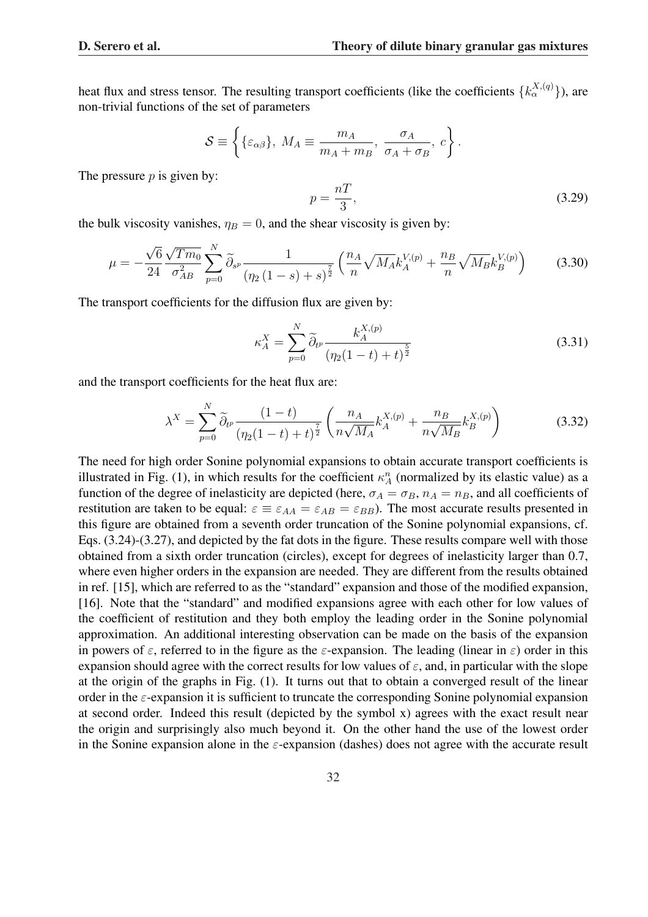heat flux and stress tensor. The resulting transport coefficients (like the coefficients $\{k_\alpha^{X,(q)}\}$), are non-trivial functions of the set of parameters

$$\mathcal{S} \equiv \left\{ \{\varepsilon_{\alpha\beta}\},\ M_A \equiv \frac{m_A}{m_A + m_B},\ \frac{\sigma_A}{\sigma_A + \sigma_B},\ c \right\}.$$

The pressure $p$ is given by:

$$p = \frac{nT}{3}, \tag{3.29}$$

the bulk viscosity vanishes, $\eta_B = 0$, and the shear viscosity is given by:

$$\mu = -\frac{\sqrt{6}}{24} \frac{\sqrt{Tm_0}}{\sigma_{AB}^2} \sum_{p=0}^{N} \widetilde{\partial}_{s^p} \frac{1}{(\eta_2 (1-s) + s)^{\frac{7}{2}}} \left( \frac{n_A}{n} \sqrt{M_A} k_A^{V,(p)} + \frac{n_B}{n} \sqrt{M_B} k_B^{V,(p)} \right) \tag{3.30}$$

The transport coefficients for the diffusion flux are given by:

$$\kappa_A^X = \sum_{p=0}^{N} \widetilde{\partial}_{t^p} \frac{k_A^{X,(p)}}{(\eta_2(1-t) + t)^{\frac{5}{2}}} \tag{3.31}$$

and the transport coefficients for the heat flux are:

$$\lambda^X = \sum_{p=0}^{N} \widetilde{\partial}_{t^p} \frac{(1-t)}{(\eta_2(1-t) + t)^{\frac{7}{2}}} \left( \frac{n_A}{n\sqrt{M_A}} k_A^{X,(p)} + \frac{n_B}{n\sqrt{M_B}} k_B^{X,(p)} \right) \tag{3.32}$$

The need for high order Sonine polynomial expansions to obtain accurate transport coefficients is illustrated in Fig. (1), in which results for the coefficient $\kappa_A^n$ (normalized by its elastic value) as a function of the degree of inelasticity are depicted (here, $\sigma_A = \sigma_B$, $n_A = n_B$, and all coefficients of restitution are taken to be equal: $\varepsilon \equiv \varepsilon_{AA} = \varepsilon_{AB} = \varepsilon_{BB}$). The most accurate results presented in this figure are obtained from a seventh order truncation of the Sonine polynomial expansions, cf. Eqs. (3.24)-(3.27), and depicted by the fat dots in the figure. These results compare well with those obtained from a sixth order truncation (circles), except for degrees of inelasticity larger than 0.7, where even higher orders in the expansion are needed. They are different from the results obtained in ref. [15], which are referred to as the "standard" expansion and those of the modified expansion, [16]. Note that the "standard" and modified expansions agree with each other for low values of the coefficient of restitution and they both employ the leading order in the Sonine polynomial approximation. An additional interesting observation can be made on the basis of the expansion in powers of $\varepsilon$, referred to in the figure as the $\varepsilon$-expansion. The leading (linear in $\varepsilon$) order in this expansion should agree with the correct results for low values of $\varepsilon$, and, in particular with the slope at the origin of the graphs in Fig. (1). It turns out that to obtain a converged result of the linear order in the $\varepsilon$-expansion it is sufficient to truncate the corresponding Sonine polynomial expansion at second order. Indeed this result (depicted by the symbol x) agrees with the exact result near the origin and surprisingly also much beyond it. On the other hand the use of the lowest order in the Sonine expansion alone in the $\varepsilon$-expansion (dashes) does not agree with the accurate result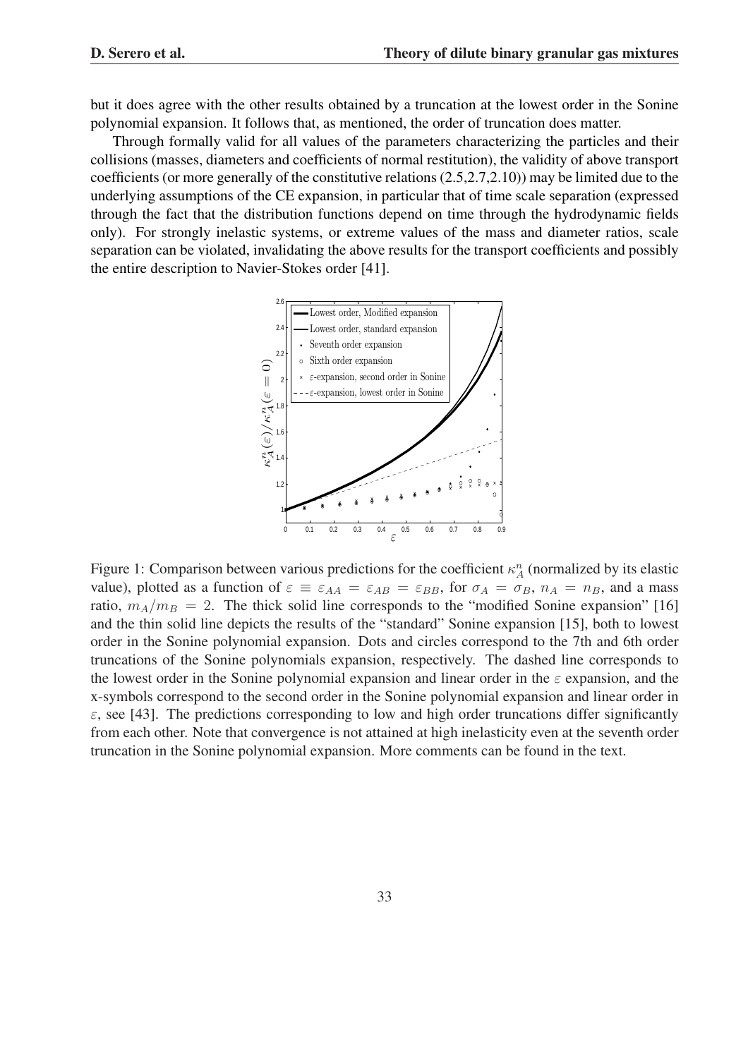but it does agree with the other results obtained by a truncation at the lowest order in the Sonine polynomial expansion. It follows that, as mentioned, the order of truncation does matter.

Through formally valid for all values of the parameters characterizing the particles and their collisions (masses, diameters and coefficients of normal restitution), the validity of above transport coefficients (or more generally of the constitutive relations (2.5,2.7,2.10)) may be limited due to the underlying assumptions of the CE expansion, in particular that of time scale separation (expressed through the fact that the distribution functions depend on time through the hydrodynamic fields only). For strongly inelastic systems, or extreme values of the mass and diameter ratios, scale separation can be violated, invalidating the above results for the transport coefficients and possibly the entire description to Navier-Stokes order [41].

Figure 1: Comparison between various predictions for the coefficient $\kappa_A^n$ (normalized by its elastic value), plotted as a function of $\varepsilon \equiv \varepsilon_{AA} = \varepsilon_{AB} = \varepsilon_{BB}$, for $\sigma_A = \sigma_B$, $n_A = n_B$, and a mass ratio, $m_A/m_B = 2$. The thick solid line corresponds to the "modified Sonine expansion" [16] and the thin solid line depicts the results of the "standard" Sonine expansion [15], both to lowest order in the Sonine polynomial expansion. Dots and circles correspond to the 7th and 6th order truncations of the Sonine polynomials expansion, respectively. The dashed line corresponds to the lowest order in the Sonine polynomial expansion and linear order in the $\varepsilon$ expansion, and the x-symbols correspond to the second order in the Sonine polynomial expansion and linear order in $\varepsilon$, see [43]. The predictions corresponding to low and high order truncations differ significantly from each other. Note that convergence is not attained at high inelasticity even at the seventh order truncation in the Sonine polynomial expansion. More comments can be found in the text.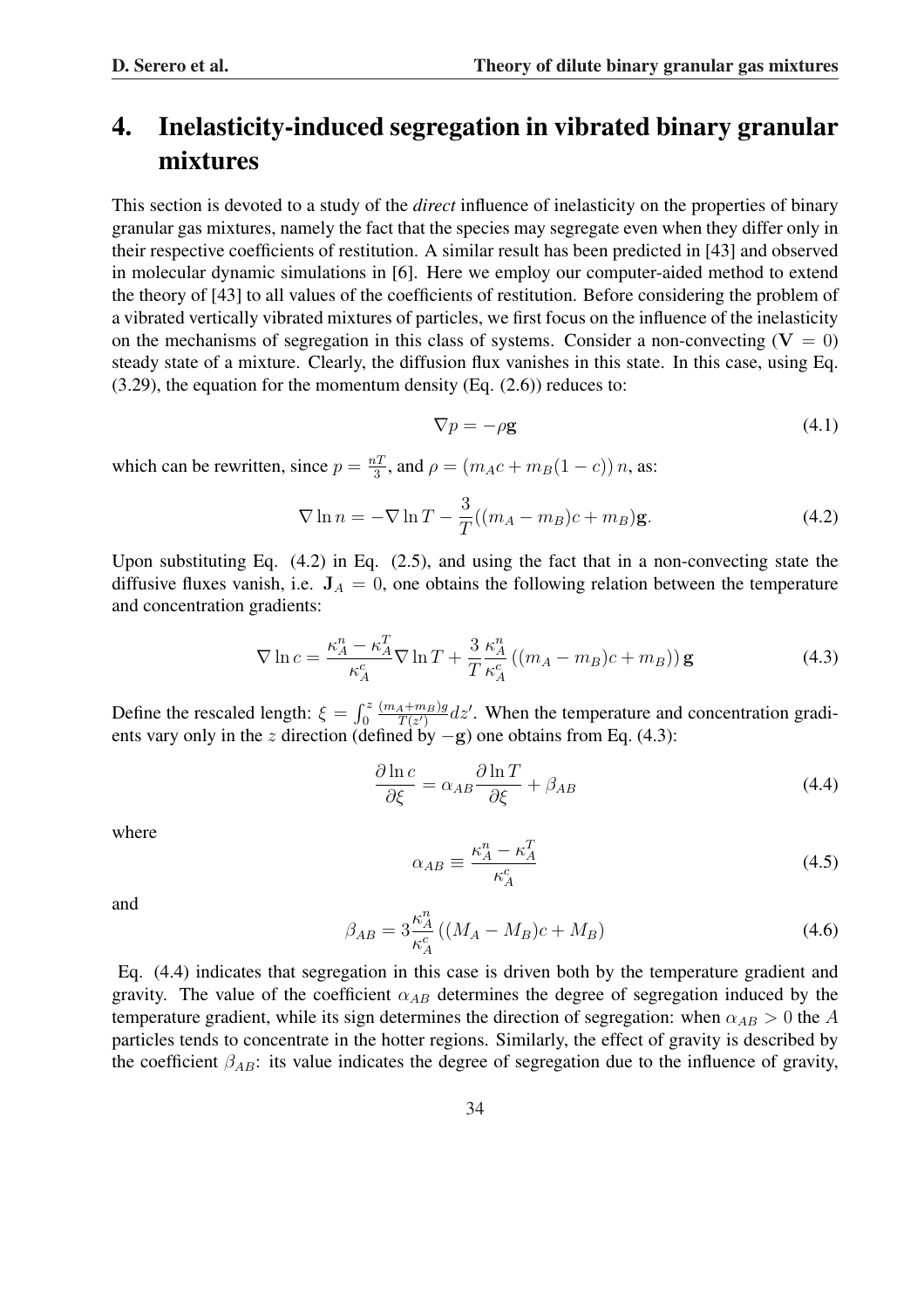// turn 5 - agent  # 4. Inelasticity-induced segregation in vibrated binary granular mixtures

This section is devoted to a study of the *direct* influence of inelasticity on the properties of binary granular gas mixtures, namely the fact that the species may segregate even when they differ only in their respective coefficients of restitution. A similar result has been predicted in [43] and observed in molecular dynamic simulations in [6]. Here we employ our computer-aided method to extend the theory of [43] to all values of the coefficients of restitution. Before considering the problem of a vibrated vertically vibrated mixtures of particles, we first focus on the influence of the inelasticity on the mechanisms of segregation in this class of systems. Consider a non-convecting ($\mathbf{V} = 0$) steady state of a mixture. Clearly, the diffusion flux vanishes in this state. In this case, using Eq. (3.29), the equation for the momentum density (Eq. (2.6)) reduces to:

$$\nabla p = -\rho \mathbf{g} \tag{4.1}$$

which can be rewritten, since $p = \frac{nT}{3}$, and $\rho = (m_A c + m_B(1-c))\, n$, as:

$$\nabla \ln n = -\nabla \ln T - \frac{3}{T}((m_A - m_B)c + m_B)\mathbf{g}. \tag{4.2}$$

Upon substituting Eq. (4.2) in Eq. (2.5), and using the fact that in a non-convecting state the diffusive fluxes vanish, i.e. $\mathbf{J}_A = 0$, one obtains the following relation between the temperature and concentration gradients:

$$\nabla \ln c = \frac{\kappa_A^n - \kappa_A^T}{\kappa_A^c} \nabla \ln T + \frac{3}{T} \frac{\kappa_A^n}{\kappa_A^c} \left( (m_A - m_B)c + m_B \right) \mathbf{g} \tag{4.3}$$

Define the rescaled length: $\xi = \int_0^z \frac{(m_A + m_B)g}{T(z')} dz'$. When the temperature and concentration gradients vary only in the $z$ direction (defined by $-\mathbf{g}$) one obtains from Eq. (4.3):

$$\frac{\partial \ln c}{\partial \xi} = \alpha_{AB} \frac{\partial \ln T}{\partial \xi} + \beta_{AB} \tag{4.4}$$

where

$$\alpha_{AB} \equiv \frac{\kappa_A^n - \kappa_A^T}{\kappa_A^c} \tag{4.5}$$

and

$$\beta_{AB} = 3 \frac{\kappa_A^n}{\kappa_A^c} \left( (M_A - M_B)c + M_B \right) \tag{4.6}$$

Eq. (4.4) indicates that segregation in this case is driven both by the temperature gradient and gravity. The value of the coefficient $\alpha_{AB}$ determines the degree of segregation induced by the temperature gradient, while its sign determines the direction of segregation: when $\alpha_{AB} > 0$ the $A$ particles tends to concentrate in the hotter regions. Similarly, the effect of gravity is described by the coefficient $\beta_{AB}$: its value indicates the degree of segregation due to the influence of gravity,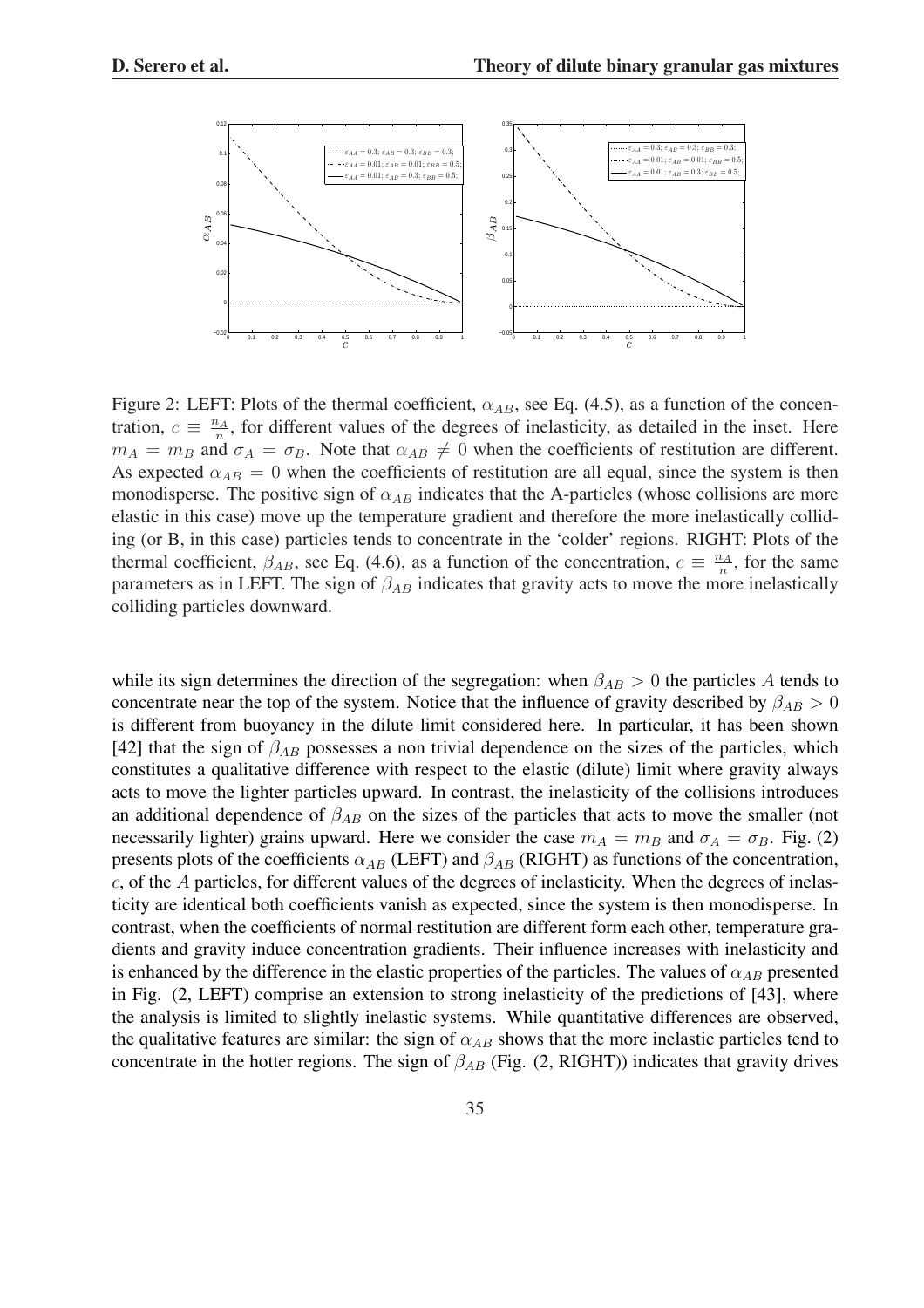Figure 2: LEFT: Plots of the thermal coefficient, $\alpha_{AB}$, see Eq. (4.5), as a function of the concentration, $c \equiv \frac{n_A}{n}$, for different values of the degrees of inelasticity, as detailed in the inset. Here $m_A = m_B$ and $\sigma_A = \sigma_B$. Note that $\alpha_{AB} \neq 0$ when the coefficients of restitution are different. As expected $\alpha_{AB} = 0$ when the coefficients of restitution are all equal, since the system is then monodisperse. The positive sign of $\alpha_{AB}$ indicates that the A-particles (whose collisions are more elastic in this case) move up the temperature gradient and therefore the more inelastically colliding (or B, in this case) particles tends to concentrate in the 'colder' regions. RIGHT: Plots of the thermal coefficient, $\beta_{AB}$, see Eq. (4.6), as a function of the concentration, $c \equiv \frac{n_A}{n}$, for the same parameters as in LEFT. The sign of $\beta_{AB}$ indicates that gravity acts to move the more inelastically colliding particles downward.

while its sign determines the direction of the segregation: when $\beta_{AB} > 0$ the particles $A$ tends to concentrate near the top of the system. Notice that the influence of gravity described by $\beta_{AB} > 0$ is different from buoyancy in the dilute limit considered here. In particular, it has been shown [42] that the sign of $\beta_{AB}$ possesses a non trivial dependence on the sizes of the particles, which constitutes a qualitative difference with respect to the elastic (dilute) limit where gravity always acts to move the lighter particles upward. In contrast, the inelasticity of the collisions introduces an additional dependence of $\beta_{AB}$ on the sizes of the particles that acts to move the smaller (not necessarily lighter) grains upward. Here we consider the case $m_A = m_B$ and $\sigma_A = \sigma_B$. Fig. (2) presents plots of the coefficients $\alpha_{AB}$ (LEFT) and $\beta_{AB}$ (RIGHT) as functions of the concentration, $c$, of the $A$ particles, for different values of the degrees of inelasticity. When the degrees of inelasticity are identical both coefficients vanish as expected, since the system is then monodisperse. In contrast, when the coefficients of normal restitution are different form each other, temperature gradients and gravity induce concentration gradients. Their influence increases with inelasticity and is enhanced by the difference in the elastic properties of the particles. The values of $\alpha_{AB}$ presented in Fig. (2, LEFT) comprise an extension to strong inelasticity of the predictions of [43], where the analysis is limited to slightly inelastic systems. While quantitative differences are observed, the qualitative features are similar: the sign of $\alpha_{AB}$ shows that the more inelastic particles tend to concentrate in the hotter regions. The sign of $\beta_{AB}$ (Fig. (2, RIGHT)) indicates that gravity drives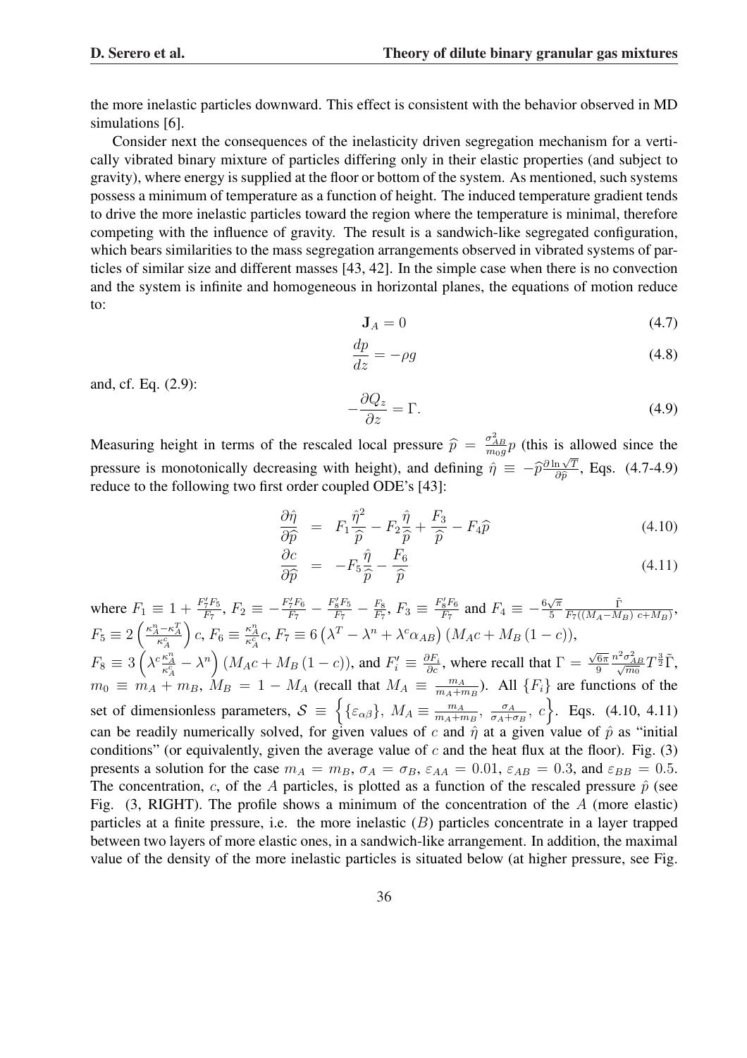the more inelastic particles downward. This effect is consistent with the behavior observed in MD simulations [6].

Consider next the consequences of the inelasticity driven segregation mechanism for a vertically vibrated binary mixture of particles differing only in their elastic properties (and subject to gravity), where energy is supplied at the floor or bottom of the system. As mentioned, such systems possess a minimum of temperature as a function of height. The induced temperature gradient tends to drive the more inelastic particles toward the region where the temperature is minimal, therefore competing with the influence of gravity. The result is a sandwich-like segregated configuration, which bears similarities to the mass segregation arrangements observed in vibrated systems of particles of similar size and different masses [43, 42]. In the simple case when there is no convection and the system is infinite and homogeneous in horizontal planes, the equations of motion reduce to:

$$\mathbf{J}_A = 0 \tag{4.7}$$

$$\frac{dp}{dz} = -\rho g \tag{4.8}$$

and, cf. Eq. (2.9):

$$-\frac{\partial Q_z}{\partial z} = \Gamma. \tag{4.9}$$

Measuring height in terms of the rescaled local pressure $\widehat{p} = \frac{\sigma_{AB}^2}{m_0 g} p$ (this is allowed since the pressure is monotonically decreasing with height), and defining $\hat{\eta} \equiv -\widehat{p}\frac{\partial \ln \sqrt{T}}{\partial \widehat{p}}$, Eqs. (4.7-4.9) reduce to the following two first order coupled ODE's [43]:

$$\frac{\partial \hat{\eta}}{\partial \widehat{p}} = F_1 \frac{\hat{\eta}^2}{\widehat{p}} - F_2 \frac{\hat{\eta}}{\widehat{p}} + \frac{F_3}{\widehat{p}} - F_4 \widehat{p} \tag{4.10}$$

$$\frac{\partial c}{\partial \widehat{p}} = -F_5 \frac{\hat{\eta}}{\widehat{p}} - \frac{F_6}{\widehat{p}} \tag{4.11}$$

where $F_1 \equiv 1 + \frac{F_7' F_5}{F_7}$, $F_2 \equiv -\frac{F_7' F_6}{F_7} - \frac{F_8' F_5}{F_7} - \frac{F_8}{F_7}$, $F_3 \equiv \frac{F_8' F_6}{F_7}$ and $F_4 \equiv -\frac{6\sqrt{\pi}}{5} \frac{\tilde{\Gamma}}{F_7((M_A - M_B)\, c + M_B)}$, $F_5 \equiv 2\left(\frac{\kappa_A^n - \kappa_A^T}{\kappa_A^c}\right) c$, $F_6 \equiv \frac{\kappa_A^n}{\kappa_A^c} c$, $F_7 \equiv 6\left(\lambda^T - \lambda^n + \lambda^c \alpha_{AB}\right)\left(M_A c + M_B\left(1 - c\right)\right)$, $F_8 \equiv 3\left(\lambda^c \frac{\kappa_A^n}{\kappa_A^c} - \lambda^n\right)\left(M_A c + M_B\left(1 - c\right)\right)$, and $F_i' \equiv \frac{\partial F_i}{\partial c}$, where recall that $\Gamma = \frac{\sqrt{6\pi}}{9} \frac{n^2 \sigma_{AB}^2}{\sqrt{m_0}} T^{\frac{3}{2}} \tilde{\Gamma}$, $m_0 \equiv m_A + m_B$, $M_B = 1 - M_A$ (recall that $M_A \equiv \frac{m_A}{m_A + m_B}$). All $\{F_i\}$ are functions of the set of dimensionless parameters, $\mathcal{S} \equiv \left\{\{\varepsilon_{\alpha\beta}\},\ M_A \equiv \frac{m_A}{m_A + m_B},\ \frac{\sigma_A}{\sigma_A + \sigma_B},\ c\right\}$. Eqs. (4.10, 4.11) can be readily numerically solved, for given values of $c$ and $\hat{\eta}$ at a given value of $\hat{p}$ as "initial conditions" (or equivalently, given the average value of $c$ and the heat flux at the floor). Fig. (3) presents a solution for the case $m_A = m_B$, $\sigma_A = \sigma_B$, $\varepsilon_{AA} = 0.01$, $\varepsilon_{AB} = 0.3$, and $\varepsilon_{BB} = 0.5$. The concentration, $c$, of the $A$ particles, is plotted as a function of the rescaled pressure $\hat{p}$ (see Fig. (3, RIGHT). The profile shows a minimum of the concentration of the $A$ (more elastic) particles at a finite pressure, i.e. the more inelastic ($B$) particles concentrate in a layer trapped between two layers of more elastic ones, in a sandwich-like arrangement. In addition, the maximal value of the density of the more inelastic particles is situated below (at higher pressure, see Fig.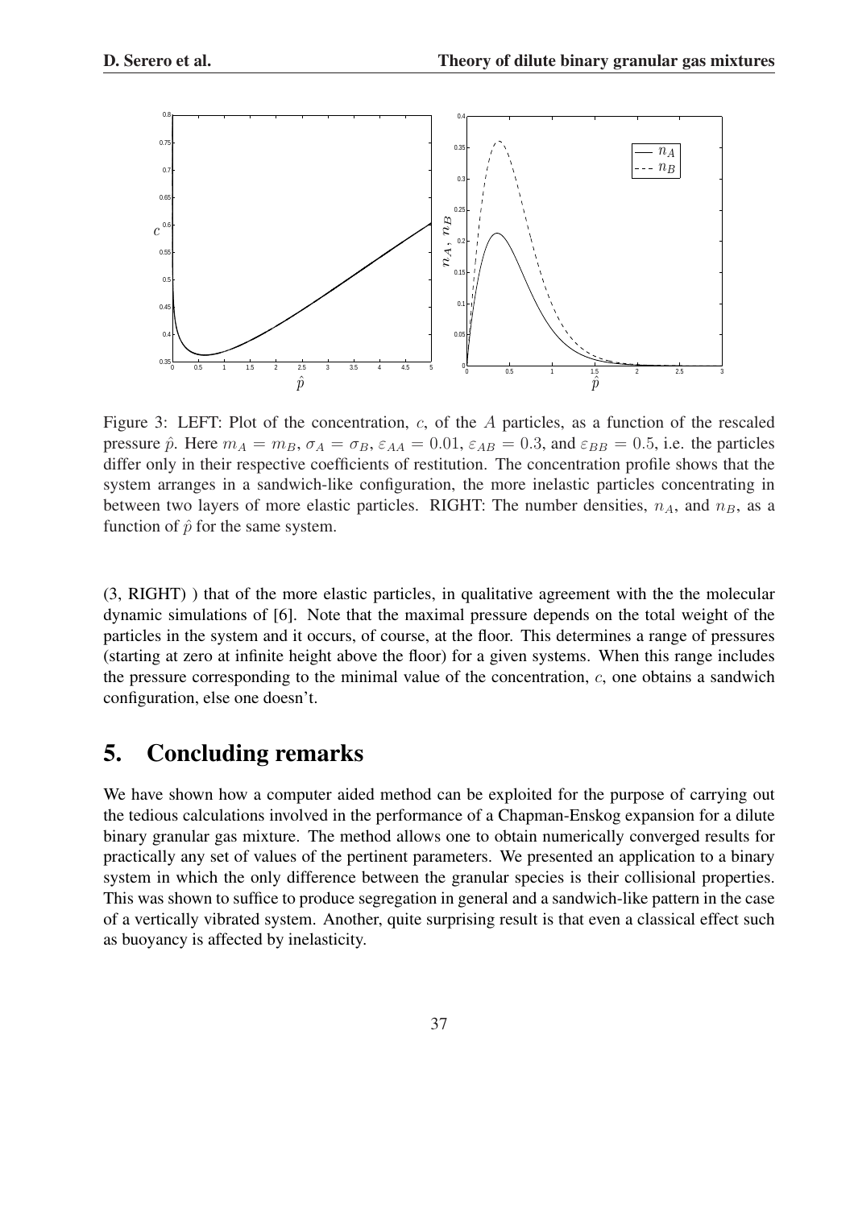Figure 3: LEFT: Plot of the concentration, $c$, of the $A$ particles, as a function of the rescaled pressure $\hat{p}$. Here $m_A = m_B$, $\sigma_A = \sigma_B$, $\varepsilon_{AA} = 0.01$, $\varepsilon_{AB} = 0.3$, and $\varepsilon_{BB} = 0.5$, i.e. the particles differ only in their respective coefficients of restitution. The concentration profile shows that the system arranges in a sandwich-like configuration, the more inelastic particles concentrating in between two layers of more elastic particles. RIGHT: The number densities, $n_A$, and $n_B$, as a function of $\hat{p}$ for the same system.

(3, RIGHT) ) that of the more elastic particles, in qualitative agreement with the the molecular dynamic simulations of [6]. Note that the maximal pressure depends on the total weight of the particles in the system and it occurs, of course, at the floor. This determines a range of pressures (starting at zero at infinite height above the floor) for a given systems. When this range includes the pressure corresponding to the minimal value of the concentration, $c$, one obtains a sandwich configuration, else one doesn't.

## 5. Concluding remarks

We have shown how a computer aided method can be exploited for the purpose of carrying out the tedious calculations involved in the performance of a Chapman-Enskog expansion for a dilute binary granular gas mixture. The method allows one to obtain numerically converged results for practically any set of values of the pertinent parameters. We presented an application to a binary system in which the only difference between the granular species is their collisional properties. This was shown to suffice to produce segregation in general and a sandwich-like pattern in the case of a vertically vibrated system. Another, quite surprising result is that even a classical effect such as buoyancy is affected by inelasticity.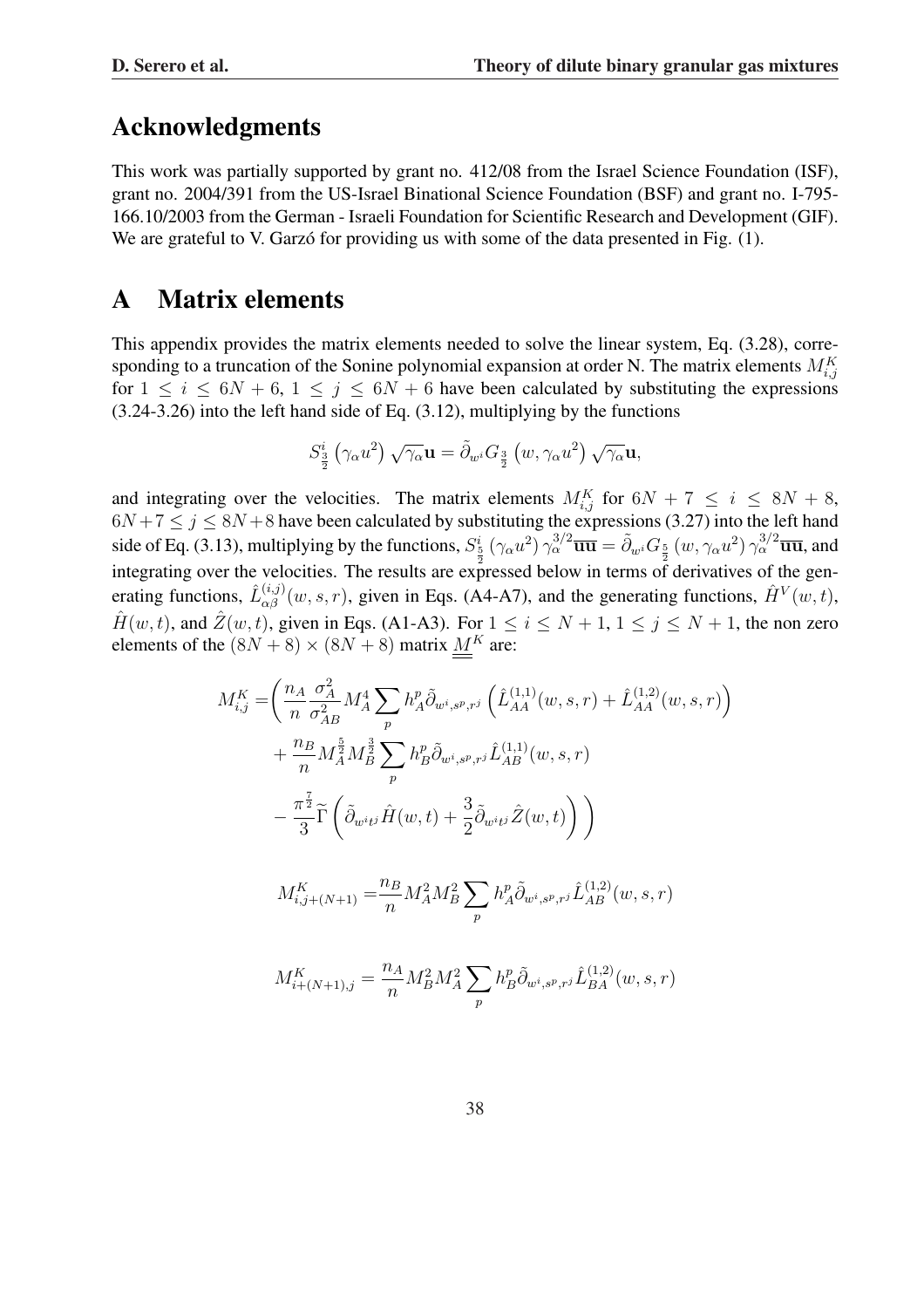## Acknowledgments

This work was partially supported by grant no. 412/08 from the Israel Science Foundation (ISF), grant no. 2004/391 from the US-Israel Binational Science Foundation (BSF) and grant no. I-795-166.10/2003 from the German - Israeli Foundation for Scientific Research and Development (GIF). We are grateful to V. Garzó for providing us with some of the data presented in Fig. (1).

## A Matrix elements

This appendix provides the matrix elements needed to solve the linear system, Eq. (3.28), corresponding to a truncation of the Sonine polynomial expansion at order N. The matrix elements $M^K_{i,j}$ for $1 \leq i \leq 6N+6$, $1 \leq j \leq 6N+6$ have been calculated by substituting the expressions (3.24-3.26) into the left hand side of Eq. (3.12), multiplying by the functions

$$S^i_{\frac{3}{2}}\left(\gamma_\alpha u^2\right)\sqrt{\gamma_\alpha}\mathbf{u} = \tilde{\partial}_{w^i} G_{\frac{3}{2}}\left(w, \gamma_\alpha u^2\right)\sqrt{\gamma_\alpha}\mathbf{u},$$

and integrating over the velocities. The matrix elements $M^K_{i,j}$ for $6N+7 \leq i \leq 8N+8$, $6N+7 \leq j \leq 8N+8$ have been calculated by substituting the expressions (3.27) into the left hand side of Eq. (3.13), multiplying by the functions, $S^i_{\frac{5}{2}}\left(\gamma_\alpha u^2\right)\gamma_\alpha^{3/2}\overline{\mathbf{uu}} = \tilde{\partial}_{w^i} G_{\frac{5}{2}}\left(w, \gamma_\alpha u^2\right)\gamma_\alpha^{3/2}\overline{\mathbf{uu}}$, and integrating over the velocities. The results are expressed below in terms of derivatives of the generating functions, $\hat{L}^{(i,j)}_{\alpha\beta}(w,s,r)$, given in Eqs. (A4-A7), and the generating functions, $\hat{H}^V(w,t)$, $\hat{H}(w,t)$, and $\hat{Z}(w,t)$, given in Eqs. (A1-A3). For $1 \leq i \leq N+1$, $1 \leq j \leq N+1$, the non zero elements of the $(8N+8)\times(8N+8)$ matrix $\underline{\underline{M}}^K$ are:

$$\begin{aligned}
M^K_{i,j} = &\Bigg( \frac{n_A}{n}\frac{\sigma_A^2}{\sigma_{AB}^2} M_A^4 \sum_p h^p_A \tilde{\partial}_{w^i,s^p,r^j}\left(\hat{L}^{(1,1)}_{AA}(w,s,r) + \hat{L}^{(1,2)}_{AA}(w,s,r)\right) \\
&+ \frac{n_B}{n} M_A^{\frac{5}{2}} M_B^{\frac{3}{2}} \sum_p h^p_B \tilde{\partial}_{w^i,s^p,r^j} \hat{L}^{(1,1)}_{AB}(w,s,r) \\
&- \frac{\pi^{\frac{7}{2}}}{3}\widetilde{\Gamma}\left(\tilde{\partial}_{w^i t^j}\hat{H}(w,t) + \frac{3}{2}\tilde{\partial}_{w^i t^j}\hat{Z}(w,t)\right)\Bigg)
\end{aligned}$$

$$M^K_{i,j+(N+1)} = \frac{n_B}{n} M_A^2 M_B^2 \sum_p h^p_A \tilde{\partial}_{w^i,s^p,r^j} \hat{L}^{(1,2)}_{AB}(w,s,r)$$

$$M^K_{i+(N+1),j} = \frac{n_A}{n} M_B^2 M_A^2 \sum_p h^p_B \tilde{\partial}_{w^i,s^p,r^j} \hat{L}^{(1,2)}_{BA}(w,s,r)$$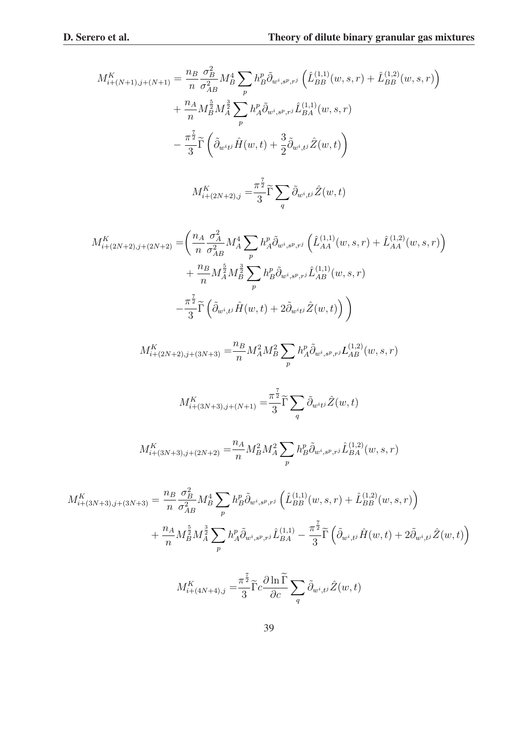$$
\begin{aligned}
M^K_{i+(N+1),j+(N+1)} = &\frac{n_B}{n}\frac{\sigma_B^2}{\sigma_{AB}^2}M_B^4\sum_p h_B^p \tilde{\partial}_{w^i,s^p,r^j}\left(\hat{L}^{(1,1)}_{BB}(w,s,r)+\hat{L}^{(1,2)}_{BB}(w,s,r)\right)\\
&+\frac{n_A}{n}M_B^{\frac{5}{2}}M_A^{\frac{3}{2}}\sum_p h_A^p\tilde{\partial}_{w^i,s^p,r^j}\hat{L}^{(1,1)}_{BA}(w,s,r)\\
&-\frac{\pi^{\frac{7}{2}}}{3}\widetilde{\Gamma}\left(\tilde{\partial}_{w^it^j}\hat{H}(w,t)+\frac{3}{2}\tilde{\partial}_{w^i,t^j}\hat{Z}(w,t)\right)
\end{aligned}
$$

$$
M^K_{i+(2N+2),j} = \frac{\pi^{\frac{7}{2}}}{3}\widetilde{\Gamma}\sum_q \tilde{\partial}_{w^i,t^j}\hat{Z}(w,t)
$$

$$
\begin{aligned}
M^K_{i+(2N+2),j+(2N+2)} = &\Bigg(\frac{n_A}{n}\frac{\sigma_A^2}{\sigma_{AB}^2}M_A^4\sum_p h_A^p\tilde{\partial}_{w^i,s^p,r^j}\left(\hat{L}^{(1,1)}_{AA}(w,s,r)+\hat{L}^{(1,2)}_{AA}(w,s,r)\right)\\
&+\frac{n_B}{n}M_A^{\frac{5}{2}}M_B^{\frac{3}{2}}\sum_p h_B^p\tilde{\partial}_{w^i,s^p,r^j}\hat{L}^{(1,1)}_{AB}(w,s,r)\\
&-\frac{\pi^{\frac{7}{2}}}{3}\widetilde{\Gamma}\left(\tilde{\partial}_{w^i,t^j}\hat{H}(w,t)+2\tilde{\partial}_{w^it^j}\hat{Z}(w,t)\right)\Bigg)
\end{aligned}
$$

$$
M^K_{i+(2N+2),j+(3N+3)} = \frac{n_B}{n}M_A^2M_B^2\sum_p h_A^p\tilde{\partial}_{w^i,s^p,r^j}\boldsymbol{L}^{(1,2)}_{AB}(w,s,r)
$$

$$
M^K_{i+(3N+3),j+(N+1)} = \frac{\pi^{\frac{7}{2}}}{3}\widetilde{\Gamma}\sum_q \tilde{\partial}_{w^it^j}\hat{Z}(w,t)
$$

$$
M^K_{i+(3N+3),j+(2N+2)} = \frac{n_A}{n}M_B^2M_A^2\sum_p h_B^p\tilde{\partial}_{w^i,s^p,r^j}\hat{L}^{(1,2)}_{BA}(w,s,r)
$$

$$
\begin{aligned}
M^K_{i+(3N+3),j+(3N+3)} = &\frac{n_B}{n}\frac{\sigma_B^2}{\sigma_{AB}^2}M_B^4\sum_p h_B^p\tilde{\partial}_{w^i,s^p,r^j}\left(\hat{L}^{(1,1)}_{BB}(w,s,r)+\hat{L}^{(1,2)}_{BB}(w,s,r)\right)\\
&+\frac{n_A}{n}M_B^{\frac{5}{2}}M_A^{\frac{3}{2}}\sum_p h_A^p\tilde{\partial}_{w^i,s^p,r^j}\hat{L}^{(1,1)}_{BA}-\frac{\pi^{\frac{7}{2}}}{3}\widetilde{\Gamma}\left(\tilde{\partial}_{w^i,t^j}\hat{H}(w,t)+2\tilde{\partial}_{w^i,t^j}\hat{Z}(w,t)\right)
\end{aligned}
$$

$$
M^K_{i+(4N+4),j} = \frac{\pi^{\frac{7}{2}}}{3}\widetilde{\Gamma}c\frac{\partial\ln\widetilde{\Gamma}}{\partial c}\sum_q \tilde{\partial}_{w^i,t^j}\hat{Z}(w,t)
$$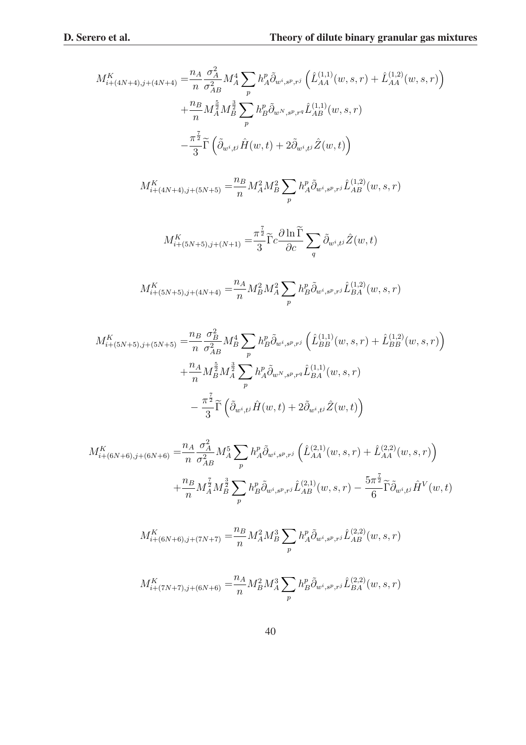$$
\begin{aligned}
M^K_{i+(4N+4),j+(4N+4)} =& \frac{n_A}{n}\frac{\sigma_A^2}{\sigma_{AB}^2} M_A^4 \sum_p h_A^p \tilde{\partial}_{w^i,s^p,r^j}\left(\hat{L}^{(1,1)}_{AA}(w,s,r) + \hat{L}^{(1,2)}_{AA}(w,s,r)\right)\\
&+ \frac{n_B}{n} M_A^{\frac{5}{2}} M_B^{\frac{3}{2}} \sum_p h_B^p \tilde{\partial}_{w^N,s^p,r^q} \hat{L}^{(1,1)}_{AB}(w,s,r)\\
&- \frac{\pi^{\frac{7}{2}}}{3}\widetilde{\Gamma}\left(\tilde{\partial}_{w^i,t^j}\hat{H}(w,t) + 2\tilde{\partial}_{w^i,t^j}\hat{Z}(w,t)\right)
\end{aligned}
$$

$$
M^K_{i+(4N+4),j+(5N+5)} = \frac{n_B}{n} M_A^2 M_B^2 \sum_p h_A^p \tilde{\partial}_{w^i,s^p,r^j} \hat{L}^{(1,2)}_{AB}(w,s,r)
$$

$$
M^K_{i+(5N+5),j+(N+1)} = \frac{\pi^{\frac{7}{2}}}{3}\widetilde{\Gamma} c \frac{\partial \ln \widetilde{\Gamma}}{\partial c} \sum_q \tilde{\partial}_{w^i,t^j}\hat{Z}(w,t)
$$

$$
M^K_{i+(5N+5),j+(4N+4)} = \frac{n_A}{n} M_B^2 M_A^2 \sum_p h_B^p \tilde{\partial}_{w^i,s^p,r^j} \hat{L}^{(1,2)}_{BA}(w,s,r)
$$

$$
\begin{aligned}
M^K_{i+(5N+5),j+(5N+5)} =& \frac{n_B}{n}\frac{\sigma_B^2}{\sigma_{AB}^2} M_B^4 \sum_p h_B^p \tilde{\partial}_{w^i,s^p,r^j}\left(\hat{L}^{(1,1)}_{BB}(w,s,r) + \hat{L}^{(1,2)}_{BB}(w,s,r)\right)\\
&+ \frac{n_A}{n} M_B^{\frac{5}{2}} M_A^{\frac{3}{2}} \sum_p h_A^p \tilde{\partial}_{w^N,s^p,r^q} \hat{L}^{(1,1)}_{BA}(w,s,r)\\
&- \frac{\pi^{\frac{7}{2}}}{3}\widetilde{\Gamma}\left(\tilde{\partial}_{w^i,t^j}\hat{H}(w,t) + 2\tilde{\partial}_{w^i,t^j}\hat{Z}(w,t)\right)
\end{aligned}
$$

$$
\begin{aligned}
M^K_{i+(6N+6),j+(6N+6)} =& \frac{n_A}{n}\frac{\sigma_A^2}{\sigma_{AB}^2} M_A^5 \sum_p h_A^p \tilde{\partial}_{w^i,s^p,r^j}\left(\hat{L}^{(2,1)}_{AA}(w,s,r) + \hat{L}^{(2,2)}_{AA}(w,s,r)\right)\\
&+ \frac{n_B}{n} M_A^{\frac{7}{2}} M_B^{\frac{3}{2}} \sum_p h_B^p \tilde{\partial}_{w^i,s^p,r^j} \hat{L}^{(2,1)}_{AB}(w,s,r) - \frac{5\pi^{\frac{7}{2}}}{6}\widetilde{\Gamma}\tilde{\partial}_{w^i,t^j}\hat{H}^V(w,t)
\end{aligned}
$$

$$
M^K_{i+(6N+6),j+(7N+7)} = \frac{n_B}{n} M_A^2 M_B^3 \sum_p h_A^p \tilde{\partial}_{w^i,s^p,r^j} \hat{L}^{(2,2)}_{AB}(w,s,r)
$$

$$
M^K_{i+(7N+7),j+(6N+6)} = \frac{n_A}{n} M_B^2 M_A^3 \sum_p h_B^p \tilde{\partial}_{w^i,s^p,r^j} \hat{L}^{(2,2)}_{BA}(w,s,r)
$$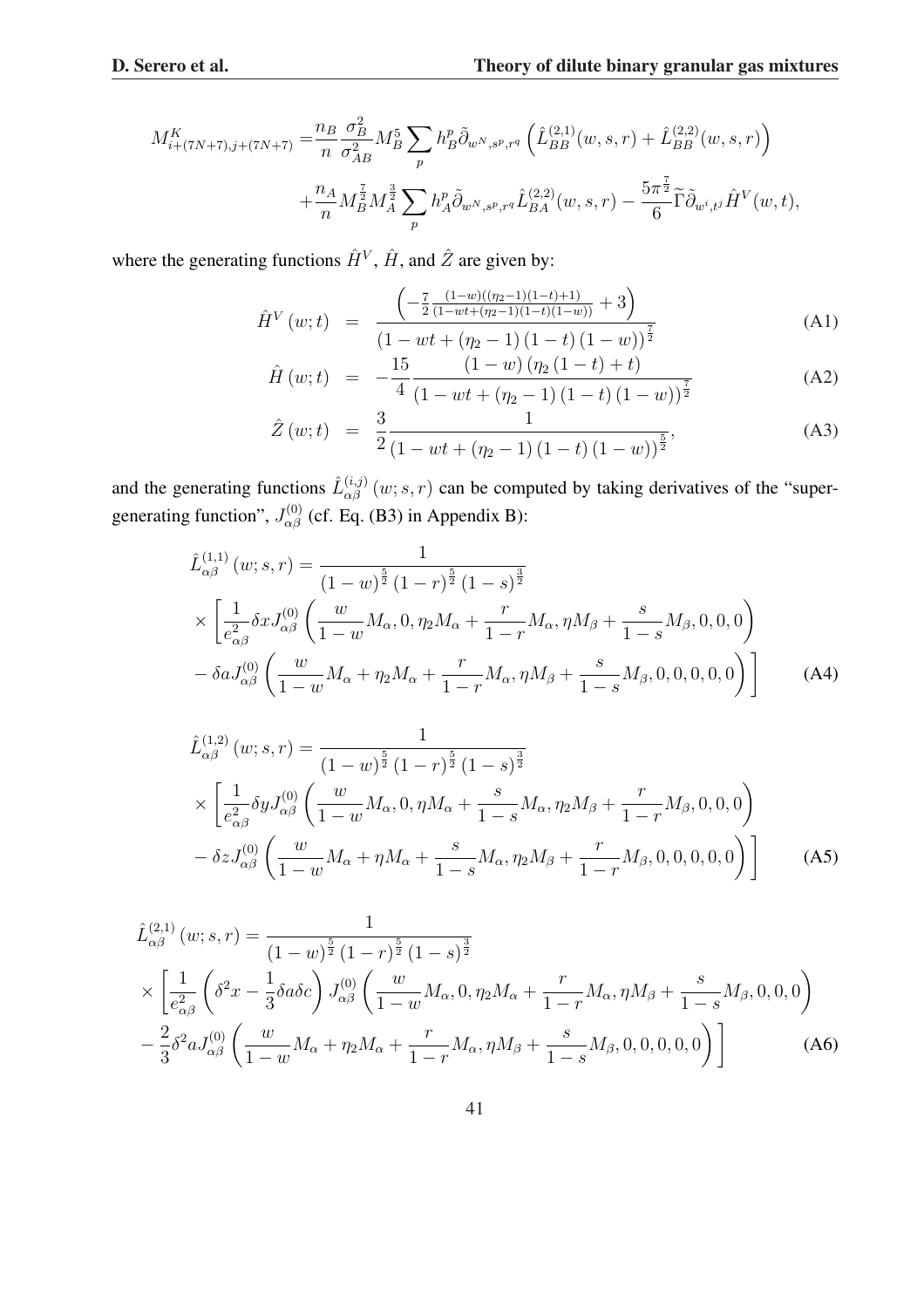$$
\begin{aligned}
M^K_{i+(7N+7),j+(7N+7)} =& \frac{n_B}{n}\frac{\sigma_B^2}{\sigma_{AB}^2} M_B^5 \sum_p h_B^p \tilde{\partial}_{w^N,s^p,r^q} \left( \hat{L}^{(2,1)}_{BB}(w,s,r) + \hat{L}^{(2,2)}_{BB}(w,s,r) \right) \\
&+ \frac{n_A}{n} M_B^{\frac{7}{2}} M_A^{\frac{3}{2}} \sum_p h_A^p \tilde{\partial}_{w^N,s^p,r^q} \hat{L}^{(2,2)}_{BA}(w,s,r) - \frac{5\pi^{\frac{7}{2}}}{6} \widetilde{\Gamma} \tilde{\partial}_{w^i,t^j} \hat{H}^V(w,t),
\end{aligned}
$$

where the generating functions $\hat{H}^V$, $\hat{H}$, and $\hat{Z}$ are given by:

$$
\hat{H}^V(w;t) = \frac{\left( -\frac{7}{2}\frac{(1-w)((\eta_2-1)(1-t)+1)}{(1-wt+(\eta_2-1)(1-t)(1-w))} + 3 \right)}{(1-wt+(\eta_2-1)(1-t)(1-w))^{\frac{7}{2}}} \tag{A1}
$$

$$
\hat{H}(w;t) = -\frac{15}{4}\frac{(1-w)(\eta_2(1-t)+t)}{(1-wt+(\eta_2-1)(1-t)(1-w))^{\frac{7}{2}}} \tag{A2}
$$

$$
\hat{Z}(w;t) = \frac{3}{2}\frac{1}{(1-wt+(\eta_2-1)(1-t)(1-w))^{\frac{5}{2}}}, \tag{A3}
$$

and the generating functions $\hat{L}^{(i,j)}_{\alpha\beta}(w;s,r)$ can be computed by taking derivatives of the "super-generating function", $J^{(0)}_{\alpha\beta}$ (cf. Eq. (B3) in Appendix B):

$$
\begin{aligned}
&\hat{L}^{(1,1)}_{\alpha\beta}(w;s,r) = \frac{1}{(1-w)^{\frac{5}{2}}(1-r)^{\frac{5}{2}}(1-s)^{\frac{3}{2}}} \\
&\times \left[ \frac{1}{e^2_{\alpha\beta}} \delta x J^{(0)}_{\alpha\beta}\left( \frac{w}{1-w}M_\alpha, 0, \eta_2 M_\alpha + \frac{r}{1-r}M_\alpha, \eta M_\beta + \frac{s}{1-s}M_\beta, 0,0,0 \right) \right. \\
&\left. - \delta a J^{(0)}_{\alpha\beta}\left( \frac{w}{1-w}M_\alpha + \eta_2 M_\alpha + \frac{r}{1-r}M_\alpha, \eta M_\beta + \frac{s}{1-s}M_\beta, 0,0,0,0,0 \right) \right]
\end{aligned} \tag{A4}
$$

$$
\begin{aligned}
&\hat{L}^{(1,2)}_{\alpha\beta}(w;s,r) = \frac{1}{(1-w)^{\frac{5}{2}}(1-r)^{\frac{5}{2}}(1-s)^{\frac{3}{2}}} \\
&\times \left[ \frac{1}{e^2_{\alpha\beta}} \delta y J^{(0)}_{\alpha\beta}\left( \frac{w}{1-w}M_\alpha, 0, \eta M_\alpha + \frac{s}{1-s}M_\alpha, \eta_2 M_\beta + \frac{r}{1-r}M_\beta, 0,0,0 \right) \right. \\
&\left. - \delta z J^{(0)}_{\alpha\beta}\left( \frac{w}{1-w}M_\alpha + \eta M_\alpha + \frac{s}{1-s}M_\alpha, \eta_2 M_\beta + \frac{r}{1-r}M_\beta, 0,0,0,0,0 \right) \right]
\end{aligned} \tag{A5}
$$

$$
\begin{aligned}
&\hat{L}^{(2,1)}_{\alpha\beta}(w;s,r) = \frac{1}{(1-w)^{\frac{5}{2}}(1-r)^{\frac{5}{2}}(1-s)^{\frac{3}{2}}} \\
&\times \left[ \frac{1}{e^2_{\alpha\beta}} \left( \delta^2 x - \frac{1}{3}\delta a \delta c \right) J^{(0)}_{\alpha\beta}\left( \frac{w}{1-w}M_\alpha, 0, \eta_2 M_\alpha + \frac{r}{1-r}M_\alpha, \eta M_\beta + \frac{s}{1-s}M_\beta, 0,0,0 \right) \right. \\
&\left. - \frac{2}{3}\delta^2 a J^{(0)}_{\alpha\beta}\left( \frac{w}{1-w}M_\alpha + \eta_2 M_\alpha + \frac{r}{1-r}M_\alpha, \eta M_\beta + \frac{s}{1-s}M_\beta, 0,0,0,0,0 \right) \right]
\end{aligned} \tag{A6}
$$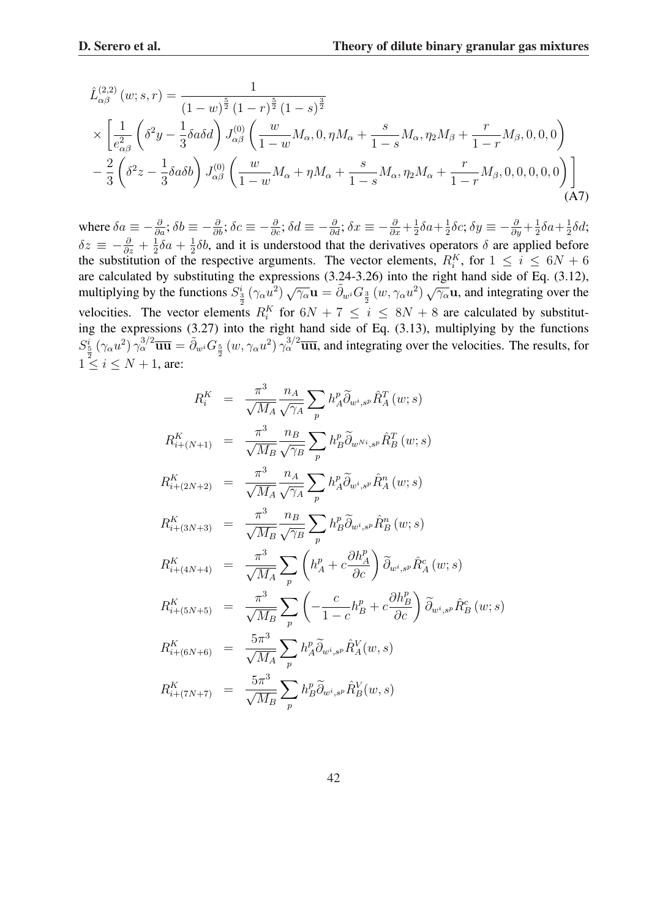$$
\begin{aligned}
\hat{L}^{(2,2)}_{\alpha\beta}(w;s,r) &= \frac{1}{(1-w)^{\frac{5}{2}}(1-r)^{\frac{5}{2}}(1-s)^{\frac{3}{2}}} \\
&\times \left[ \frac{1}{e^2_{\alpha\beta}} \left( \delta^2 y - \frac{1}{3}\delta a \delta d \right) J^{(0)}_{\alpha\beta}\left( \frac{w}{1-w}M_\alpha, 0, \eta M_\alpha + \frac{s}{1-s}M_\alpha, \eta_2 M_\beta + \frac{r}{1-r}M_\beta, 0,0,0 \right) \right. \\
&\left. - \frac{2}{3}\left( \delta^2 z - \frac{1}{3}\delta a \delta b \right) J^{(0)}_{\alpha\beta}\left( \frac{w}{1-w}M_\alpha + \eta M_\alpha + \frac{s}{1-s}M_\alpha, \eta_2 M_\alpha + \frac{r}{1-r}M_\beta, 0,0,0,0,0 \right) \right]
\end{aligned}
\tag{A7}
$$

where $\delta a \equiv -\frac{\partial}{\partial a}$; $\delta b \equiv -\frac{\partial}{\partial b}$; $\delta c \equiv -\frac{\partial}{\partial c}$; $\delta d \equiv -\frac{\partial}{\partial d}$; $\delta x \equiv -\frac{\partial}{\partial x} + \frac{1}{2}\delta a + \frac{1}{2}\delta c$; $\delta y \equiv -\frac{\partial}{\partial y} + \frac{1}{2}\delta a + \frac{1}{2}\delta d$; $\delta z \equiv -\frac{\partial}{\partial z} + \frac{1}{2}\delta a + \frac{1}{2}\delta b$, and it is understood that the derivatives operators $\delta$ are applied before the substitution of the respective arguments. The vector elements, $R^K_i$, for $1 \leq i \leq 6N+6$ are calculated by substituting the expressions (3.24-3.26) into the right hand side of Eq. (3.12), multiplying by the functions $S^i_{\frac{3}{2}}\left(\gamma_\alpha u^2\right)\sqrt{\gamma_\alpha}\mathbf{u} = \tilde{\partial}_{w^i} G_{\frac{3}{2}}\left(w, \gamma_\alpha u^2\right)\sqrt{\gamma_\alpha}\mathbf{u}$, and integrating over the velocities. The vector elements $R^K_i$ for $6N+7 \leq i \leq 8N+8$ are calculated by substituting the expressions (3.27) into the right hand side of Eq. (3.13), multiplying by the functions $S^i_{\frac{5}{2}}\left(\gamma_\alpha u^2\right)\gamma_\alpha^{3/2}\overline{\mathbf{uu}} = \tilde{\partial}_{w^i} G_{\frac{5}{2}}\left(w, \gamma_\alpha u^2\right)\gamma_\alpha^{3/2}\overline{\mathbf{uu}}$, and integrating over the velocities. The results, for $1 \leq i \leq N+1$, are:

$$
\begin{aligned}
R^K_i &= \frac{\pi^3}{\sqrt{M_A}}\frac{n_A}{\sqrt{\gamma_A}} \sum_p h^p_A \widetilde{\partial}_{w^i,s^p} \hat{R}^T_A(w;s) \\
R^K_{i+(N+1)} &= \frac{\pi^3}{\sqrt{M_B}}\frac{n_B}{\sqrt{\gamma_B}} \sum_p h^p_B \widetilde{\partial}_{w^{Ni},s^p} \hat{R}^T_B(w;s) \\
R^K_{i+(2N+2)} &= \frac{\pi^3}{\sqrt{M_A}}\frac{n_A}{\sqrt{\gamma_A}} \sum_p h^p_A \widetilde{\partial}_{w^i,s^p} \hat{R}^n_A(w;s) \\
R^K_{i+(3N+3)} &= \frac{\pi^3}{\sqrt{M_B}}\frac{n_B}{\sqrt{\gamma_B}} \sum_p h^p_B \widetilde{\partial}_{w^i,s^p} \hat{R}^n_B(w;s) \\
R^K_{i+(4N+4)} &= \frac{\pi^3}{\sqrt{M_A}} \sum_p \left( h^p_A + c\frac{\partial h^p_A}{\partial c} \right) \widetilde{\partial}_{w^i,s^p} \hat{R}^c_A(w;s) \\
R^K_{i+(5N+5)} &= \frac{\pi^3}{\sqrt{M_B}} \sum_p \left( -\frac{c}{1-c}h^p_B + c\frac{\partial h^p_B}{\partial c} \right) \widetilde{\partial}_{w^i,s^p} \hat{R}^c_B(w;s) \\
R^K_{i+(6N+6)} &= \frac{5\pi^3}{\sqrt{M_A}} \sum_p h^p_A \widetilde{\partial}_{w^i,s^p} \hat{R}^V_A(w,s) \\
R^K_{i+(7N+7)} &= \frac{5\pi^3}{\sqrt{M_B}} \sum_p h^p_B \widetilde{\partial}_{w^i,s^p} \hat{R}^V_B(w,s)
\end{aligned}
$$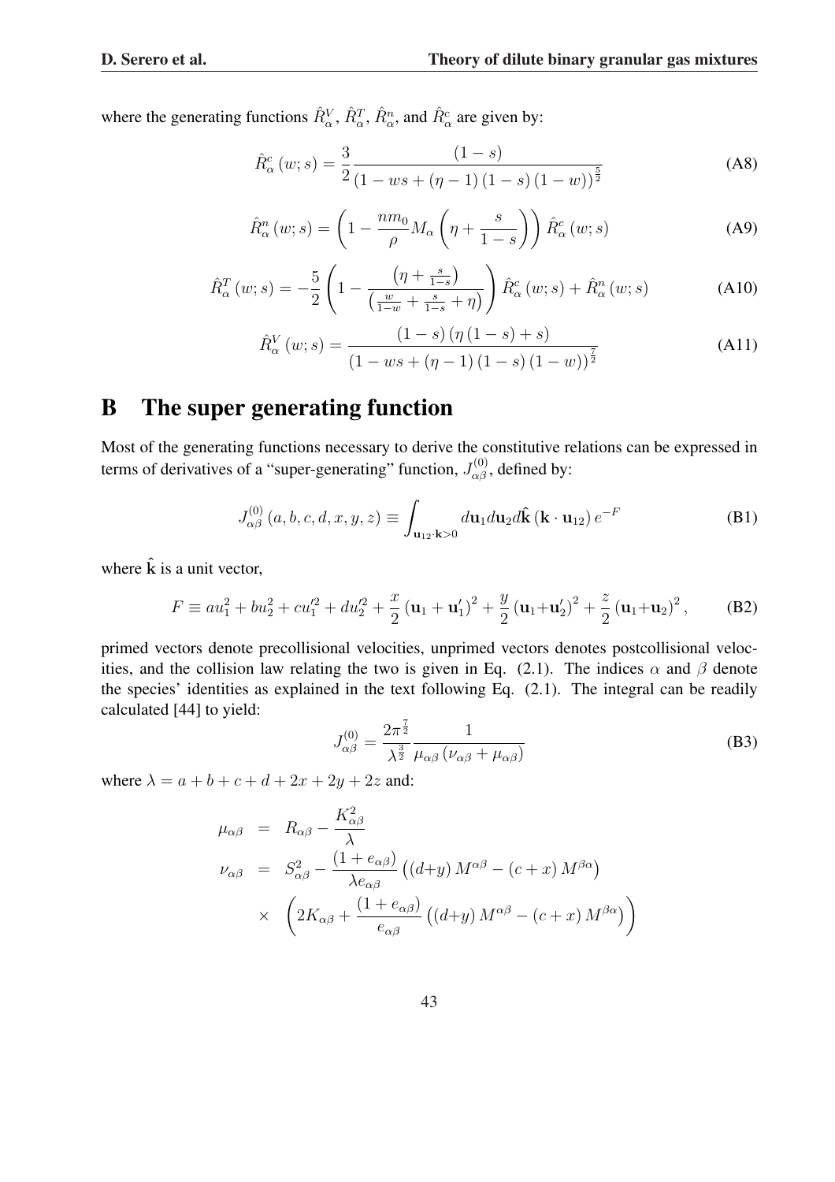where the generating functions $\hat{R}^V_\alpha$, $\hat{R}^T_\alpha$, $\hat{R}^n_\alpha$, and $\hat{R}^c_\alpha$ are given by:

$$\hat{R}^c_\alpha(w;s) = \frac{3}{2}\frac{(1-s)}{(1-ws+(\eta-1)(1-s)(1-w))^{\frac{5}{2}}} \tag{A8}$$

$$\hat{R}^n_\alpha(w;s) = \left(1 - \frac{nm_0}{\rho}M_\alpha\left(\eta + \frac{s}{1-s}\right)\right)\hat{R}^c_\alpha(w;s) \tag{A9}$$

$$\hat{R}^T_\alpha(w;s) = -\frac{5}{2}\left(1 - \frac{\left(\eta + \frac{s}{1-s}\right)}{\left(\frac{w}{1-w} + \frac{s}{1-s} + \eta\right)}\right)\hat{R}^c_\alpha(w;s) + \hat{R}^n_\alpha(w;s) \tag{A10}$$

$$\hat{R}^V_\alpha(w;s) = \frac{(1-s)(\eta(1-s)+s)}{(1-ws+(\eta-1)(1-s)(1-w))^{\frac{7}{2}}} \tag{A11}$$

# B The super generating function

Most of the generating functions necessary to derive the constitutive relations can be expressed in terms of derivatives of a "super-generating" function, $J^{(0)}_{\alpha\beta}$, defined by:

$$J^{(0)}_{\alpha\beta}(a,b,c,d,x,y,z) \equiv \int_{\mathbf{u}_{12}\cdot\mathbf{k}>0} d\mathbf{u}_1 d\mathbf{u}_2 d\hat{\mathbf{k}}\,(\mathbf{k}\cdot\mathbf{u}_{12})\,e^{-F} \tag{B1}$$

where $\hat{\mathbf{k}}$ is a unit vector,

$$F \equiv au_1^2 + bu_2^2 + cu_1'^2 + du_2'^2 + \frac{x}{2}(\mathbf{u}_1+\mathbf{u}_1')^2 + \frac{y}{2}(\mathbf{u}_1+\mathbf{u}_2')^2 + \frac{z}{2}(\mathbf{u}_1+\mathbf{u}_2)^2, \tag{B2}$$

primed vectors denote precollisional velocities, unprimed vectors denotes postcollisional velocities, and the collision law relating the two is given in Eq. (2.1). The indices $\alpha$ and $\beta$ denote the species' identities as explained in the text following Eq. (2.1). The integral can be readily calculated [44] to yield:

$$J^{(0)}_{\alpha\beta} = \frac{2\pi^{\frac{7}{2}}}{\lambda^{\frac{3}{2}}}\frac{1}{\mu_{\alpha\beta}(\nu_{\alpha\beta}+\mu_{\alpha\beta})} \tag{B3}$$

where $\lambda = a+b+c+d+2x+2y+2z$ and:

$$\begin{aligned}
\mu_{\alpha\beta} &= R_{\alpha\beta} - \frac{K^2_{\alpha\beta}}{\lambda} \\
\nu_{\alpha\beta} &= S^2_{\alpha\beta} - \frac{(1+e_{\alpha\beta})}{\lambda e_{\alpha\beta}}\left((d+y)M^{\alpha\beta} - (c+x)M^{\beta\alpha}\right) \\
&\times \left(2K_{\alpha\beta} + \frac{(1+e_{\alpha\beta})}{e_{\alpha\beta}}\left((d+y)M^{\alpha\beta} - (c+x)M^{\beta\alpha}\right)\right)
\end{aligned}$$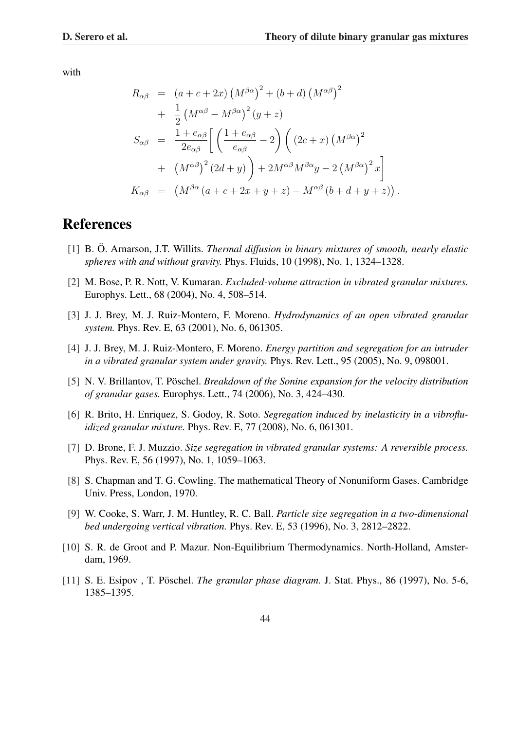with

$$
\begin{aligned}
R_{\alpha\beta} &= (a+c+2x)\left(M^{\beta\alpha}\right)^2 + (b+d)\left(M^{\alpha\beta}\right)^2 \\
&+ \frac{1}{2}\left(M^{\alpha\beta} - M^{\beta\alpha}\right)^2 (y+z) \\
S_{\alpha\beta} &= \frac{1+e_{\alpha\beta}}{2e_{\alpha\beta}}\left[\left(\frac{1+e_{\alpha\beta}}{e_{\alpha\beta}} - 2\right)\left((2c+x)\left(M^{\beta\alpha}\right)^2\right.\right. \\
&+ \left.\left.\left(M^{\alpha\beta}\right)^2 (2d+y)\right) + 2M^{\alpha\beta}M^{\beta\alpha}y - 2\left(M^{\beta\alpha}\right)^2 x\right] \\
K_{\alpha\beta} &= \left(M^{\beta\alpha}(a+c+2x+y+z) - M^{\alpha\beta}(b+d+y+z)\right).
\end{aligned}
$$

# References

[1] B. Ö. Arnarson, J.T. Willits. *Thermal diffusion in binary mixtures of smooth, nearly elastic spheres with and without gravity.* Phys. Fluids, 10 (1998), No. 1, 1324–1328.

[2] M. Bose, P. R. Nott, V. Kumaran. *Excluded-volume attraction in vibrated granular mixtures.* Europhys. Lett., 68 (2004), No. 4, 508–514.

[3] J. J. Brey, M. J. Ruiz-Montero, F. Moreno. *Hydrodynamics of an open vibrated granular system.* Phys. Rev. E, 63 (2001), No. 6, 061305.

[4] J. J. Brey, M. J. Ruiz-Montero, F. Moreno. *Energy partition and segregation for an intruder in a vibrated granular system under gravity.* Phys. Rev. Lett., 95 (2005), No. 9, 098001.

[5] N. V. Brillantov, T. Pöschel. *Breakdown of the Sonine expansion for the velocity distribution of granular gases.* Europhys. Lett., 74 (2006), No. 3, 424–430.

[6] R. Brito, H. Enriquez, S. Godoy, R. Soto. *Segregation induced by inelasticity in a vibrofluidized granular mixture.* Phys. Rev. E, 77 (2008), No. 6, 061301.

[7] D. Brone, F. J. Muzzio. *Size segregation in vibrated granular systems: A reversible process.* Phys. Rev. E, 56 (1997), No. 1, 1059–1063.

[8] S. Chapman and T. G. Cowling. The mathematical Theory of Nonuniform Gases. Cambridge Univ. Press, London, 1970.

[9] W. Cooke, S. Warr, J. M. Huntley, R. C. Ball. *Particle size segregation in a two-dimensional bed undergoing vertical vibration.* Phys. Rev. E, 53 (1996), No. 3, 2812–2822.

[10] S. R. de Groot and P. Mazur. Non-Equilibrium Thermodynamics. North-Holland, Amsterdam, 1969.

[11] S. E. Esipov , T. Pöschel. *The granular phase diagram.* J. Stat. Phys., 86 (1997), No. 5-6, 1385–1395.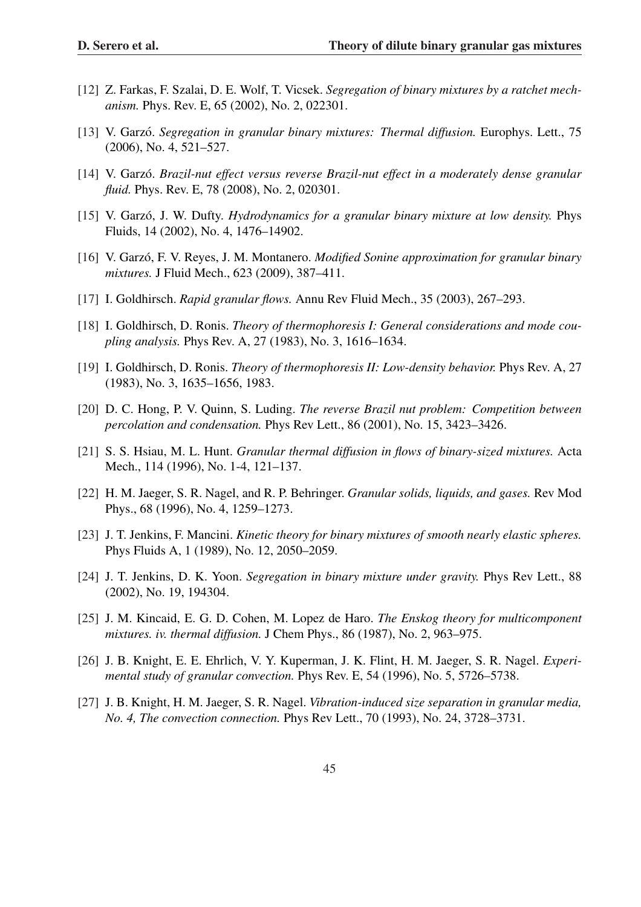[12] Z. Farkas, F. Szalai, D. E. Wolf, T. Vicsek. *Segregation of binary mixtures by a ratchet mechanism.* Phys. Rev. E, 65 (2002), No. 2, 022301.

[13] V. Garzó. *Segregation in granular binary mixtures: Thermal diffusion.* Europhys. Lett., 75 (2006), No. 4, 521–527.

[14] V. Garzó. *Brazil-nut effect versus reverse Brazil-nut effect in a moderately dense granular fluid.* Phys. Rev. E, 78 (2008), No. 2, 020301.

[15] V. Garzó, J. W. Dufty. *Hydrodynamics for a granular binary mixture at low density.* Phys Fluids, 14 (2002), No. 4, 1476–14902.

[16] V. Garzó, F. V. Reyes, J. M. Montanero. *Modified Sonine approximation for granular binary mixtures.* J Fluid Mech., 623 (2009), 387–411.

[17] I. Goldhirsch. *Rapid granular flows.* Annu Rev Fluid Mech., 35 (2003), 267–293.

[18] I. Goldhirsch, D. Ronis. *Theory of thermophoresis I: General considerations and mode coupling analysis.* Phys Rev. A, 27 (1983), No. 3, 1616–1634.

[19] I. Goldhirsch, D. Ronis. *Theory of thermophoresis II: Low-density behavior.* Phys Rev. A, 27 (1983), No. 3, 1635–1656, 1983.

[20] D. C. Hong, P. V. Quinn, S. Luding. *The reverse Brazil nut problem: Competition between percolation and condensation.* Phys Rev Lett., 86 (2001), No. 15, 3423–3426.

[21] S. S. Hsiau, M. L. Hunt. *Granular thermal diffusion in flows of binary-sized mixtures.* Acta Mech., 114 (1996), No. 1-4, 121–137.

[22] H. M. Jaeger, S. R. Nagel, and R. P. Behringer. *Granular solids, liquids, and gases.* Rev Mod Phys., 68 (1996), No. 4, 1259–1273.

[23] J. T. Jenkins, F. Mancini. *Kinetic theory for binary mixtures of smooth nearly elastic spheres.* Phys Fluids A, 1 (1989), No. 12, 2050–2059.

[24] J. T. Jenkins, D. K. Yoon. *Segregation in binary mixture under gravity.* Phys Rev Lett., 88 (2002), No. 19, 194304.

[25] J. M. Kincaid, E. G. D. Cohen, M. Lopez de Haro. *The Enskog theory for multicomponent mixtures. iv. thermal diffusion.* J Chem Phys., 86 (1987), No. 2, 963–975.

[26] J. B. Knight, E. E. Ehrlich, V. Y. Kuperman, J. K. Flint, H. M. Jaeger, S. R. Nagel. *Experimental study of granular convection.* Phys Rev. E, 54 (1996), No. 5, 5726–5738.

[27] J. B. Knight, H. M. Jaeger, S. R. Nagel. *Vibration-induced size separation in granular media, No. 4, The convection connection.* Phys Rev Lett., 70 (1993), No. 24, 3728–3731.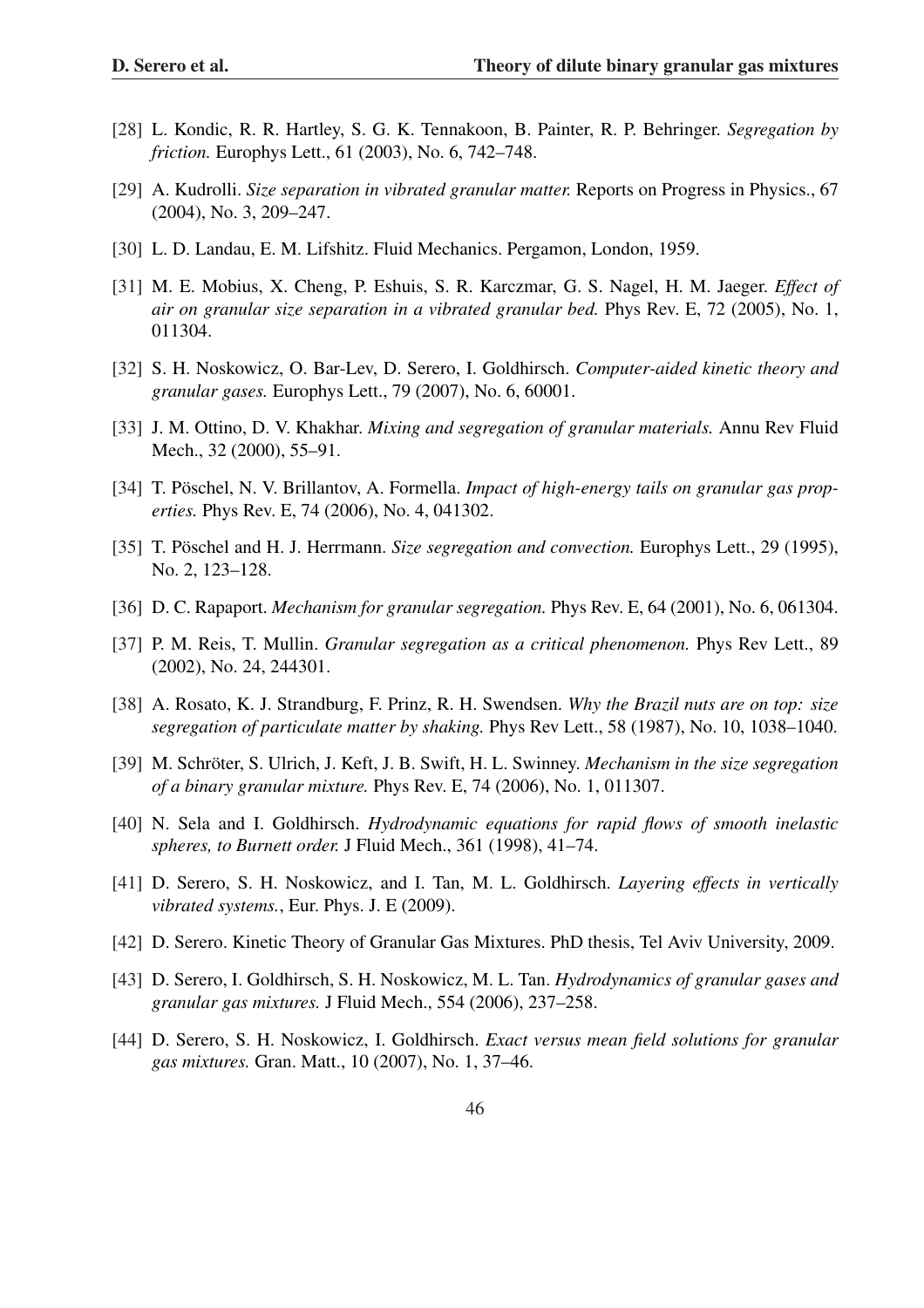[28] L. Kondic, R. R. Hartley, S. G. K. Tennakoon, B. Painter, R. P. Behringer. *Segregation by friction.* Europhys Lett., 61 (2003), No. 6, 742–748.

[29] A. Kudrolli. *Size separation in vibrated granular matter.* Reports on Progress in Physics., 67 (2004), No. 3, 209–247.

[30] L. D. Landau, E. M. Lifshitz. Fluid Mechanics. Pergamon, London, 1959.

[31] M. E. Mobius, X. Cheng, P. Eshuis, S. R. Karczmar, G. S. Nagel, H. M. Jaeger. *Effect of air on granular size separation in a vibrated granular bed.* Phys Rev. E, 72 (2005), No. 1, 011304.

[32] S. H. Noskowicz, O. Bar-Lev, D. Serero, I. Goldhirsch. *Computer-aided kinetic theory and granular gases.* Europhys Lett., 79 (2007), No. 6, 60001.

[33] J. M. Ottino, D. V. Khakhar. *Mixing and segregation of granular materials.* Annu Rev Fluid Mech., 32 (2000), 55–91.

[34] T. Pöschel, N. V. Brillantov, A. Formella. *Impact of high-energy tails on granular gas properties.* Phys Rev. E, 74 (2006), No. 4, 041302.

[35] T. Pöschel and H. J. Herrmann. *Size segregation and convection.* Europhys Lett., 29 (1995), No. 2, 123–128.

[36] D. C. Rapaport. *Mechanism for granular segregation.* Phys Rev. E, 64 (2001), No. 6, 061304.

[37] P. M. Reis, T. Mullin. *Granular segregation as a critical phenomenon.* Phys Rev Lett., 89 (2002), No. 24, 244301.

[38] A. Rosato, K. J. Strandburg, F. Prinz, R. H. Swendsen. *Why the Brazil nuts are on top: size segregation of particulate matter by shaking.* Phys Rev Lett., 58 (1987), No. 10, 1038–1040.

[39] M. Schröter, S. Ulrich, J. Keft, J. B. Swift, H. L. Swinney. *Mechanism in the size segregation of a binary granular mixture.* Phys Rev. E, 74 (2006), No. 1, 011307.

[40] N. Sela and I. Goldhirsch. *Hydrodynamic equations for rapid flows of smooth inelastic spheres, to Burnett order.* J Fluid Mech., 361 (1998), 41–74.

[41] D. Serero, S. H. Noskowicz, and I. Tan, M. L. Goldhirsch. *Layering effects in vertically vibrated systems.*, Eur. Phys. J. E (2009).

[42] D. Serero. Kinetic Theory of Granular Gas Mixtures. PhD thesis, Tel Aviv University, 2009.

[43] D. Serero, I. Goldhirsch, S. H. Noskowicz, M. L. Tan. *Hydrodynamics of granular gases and granular gas mixtures.* J Fluid Mech., 554 (2006), 237–258.

[44] D. Serero, S. H. Noskowicz, I. Goldhirsch. *Exact versus mean field solutions for granular gas mixtures.* Gran. Matt., 10 (2007), No. 1, 37–46.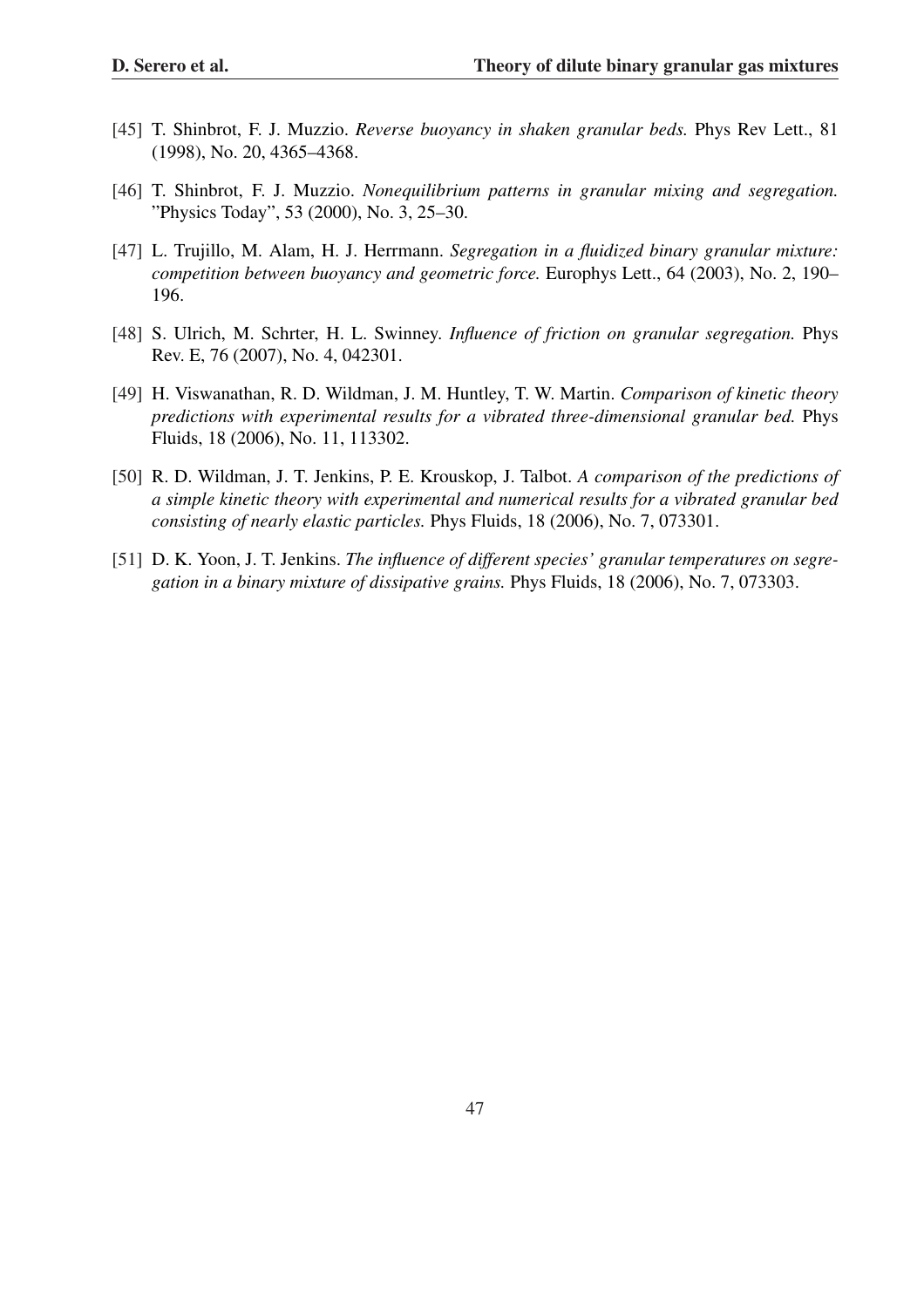[45] T. Shinbrot, F. J. Muzzio. *Reverse buoyancy in shaken granular beds.* Phys Rev Lett., 81 (1998), No. 20, 4365–4368.

[46] T. Shinbrot, F. J. Muzzio. *Nonequilibrium patterns in granular mixing and segregation.* "Physics Today", 53 (2000), No. 3, 25–30.

[47] L. Trujillo, M. Alam, H. J. Herrmann. *Segregation in a fluidized binary granular mixture: competition between buoyancy and geometric force.* Europhys Lett., 64 (2003), No. 2, 190–196.

[48] S. Ulrich, M. Schrter, H. L. Swinney. *Influence of friction on granular segregation.* Phys Rev. E, 76 (2007), No. 4, 042301.

[49] H. Viswanathan, R. D. Wildman, J. M. Huntley, T. W. Martin. *Comparison of kinetic theory predictions with experimental results for a vibrated three-dimensional granular bed.* Phys Fluids, 18 (2006), No. 11, 113302.

[50] R. D. Wildman, J. T. Jenkins, P. E. Krouskop, J. Talbot. *A comparison of the predictions of a simple kinetic theory with experimental and numerical results for a vibrated granular bed consisting of nearly elastic particles.* Phys Fluids, 18 (2006), No. 7, 073301.

[51] D. K. Yoon, J. T. Jenkins. *The influence of different species' granular temperatures on segregation in a binary mixture of dissipative grains.* Phys Fluids, 18 (2006), No. 7, 073303.